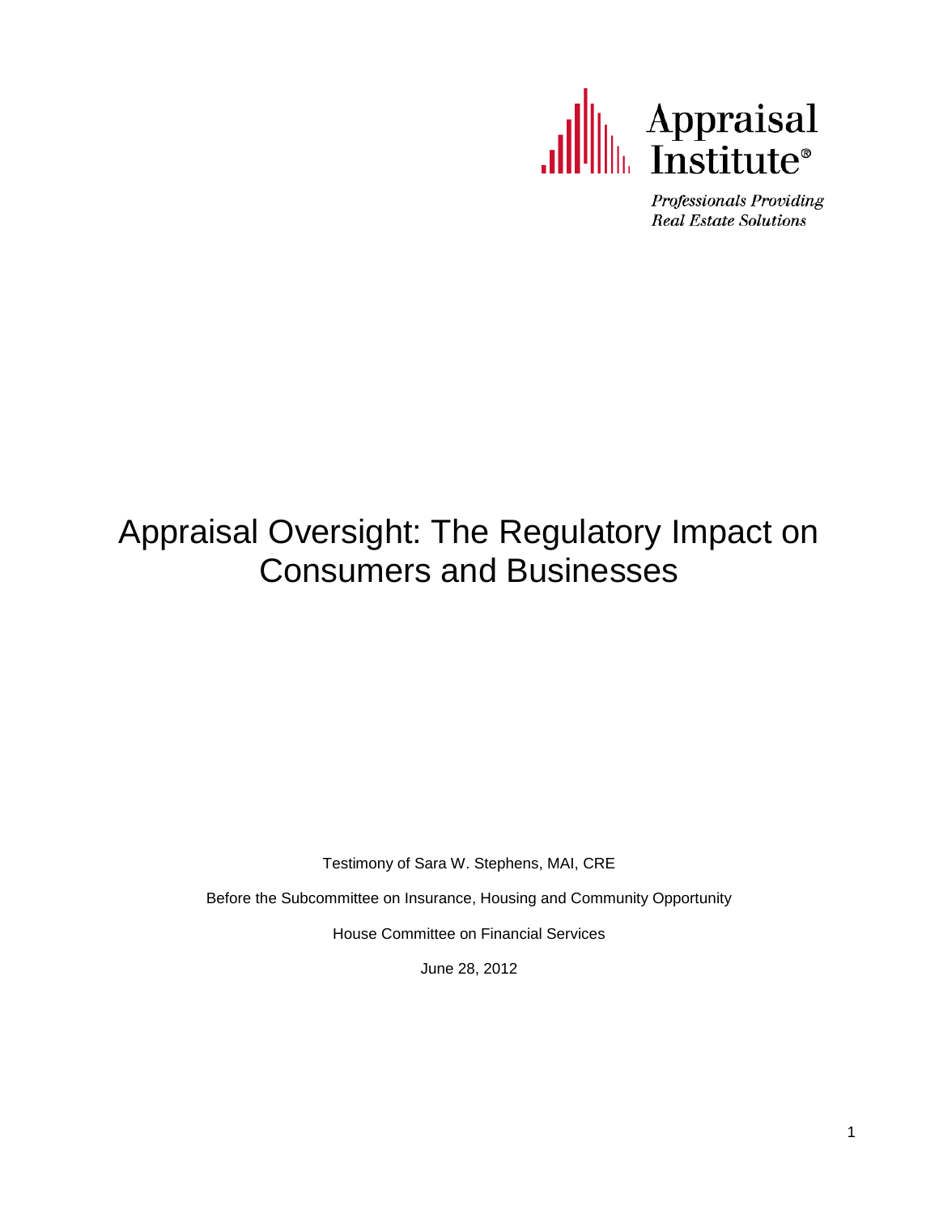Appraisal Institute®

*Professionals Providing Real Estate Solutions*

# Appraisal Oversight: The Regulatory Impact on Consumers and Businesses

Testimony of Sara W. Stephens, MAI, CRE

Before the Subcommittee on Insurance, Housing and Community Opportunity

House Committee on Financial Services

June 28, 2012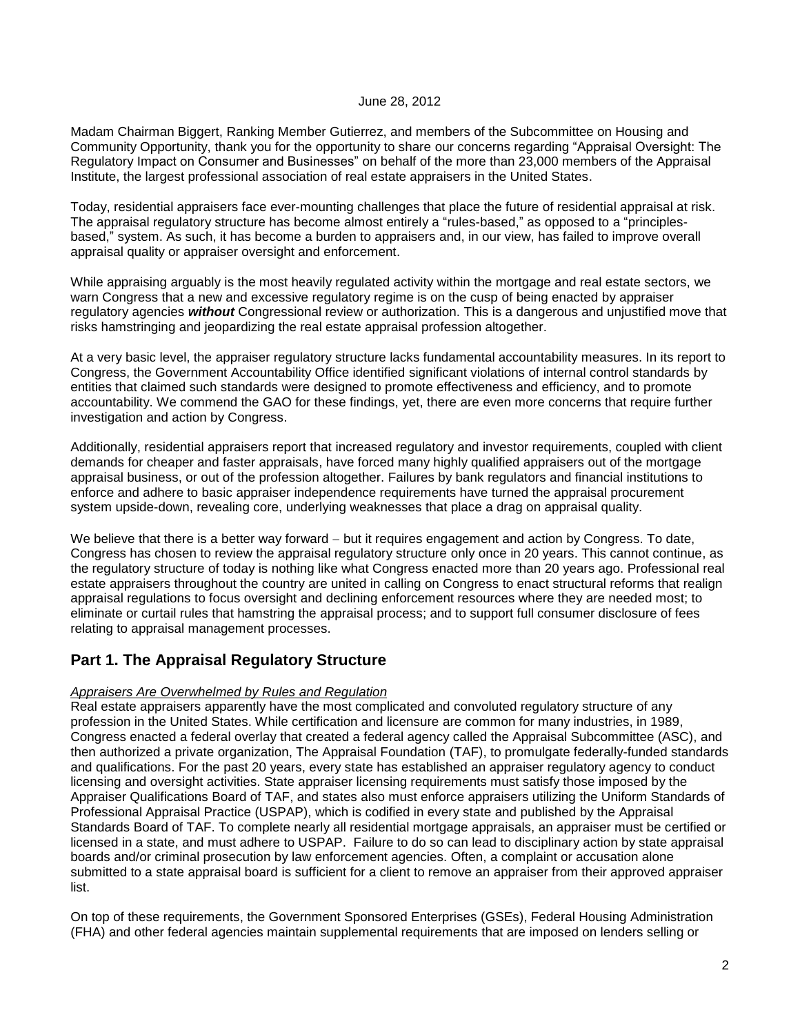June 28, 2012

Madam Chairman Biggert, Ranking Member Gutierrez, and members of the Subcommittee on Housing and Community Opportunity, thank you for the opportunity to share our concerns regarding "Appraisal Oversight: The Regulatory Impact on Consumer and Businesses" on behalf of the more than 23,000 members of the Appraisal Institute, the largest professional association of real estate appraisers in the United States.

Today, residential appraisers face ever-mounting challenges that place the future of residential appraisal at risk. The appraisal regulatory structure has become almost entirely a "rules-based," as opposed to a "principles-based," system. As such, it has become a burden to appraisers and, in our view, has failed to improve overall appraisal quality or appraiser oversight and enforcement.

While appraising arguably is the most heavily regulated activity within the mortgage and real estate sectors, we warn Congress that a new and excessive regulatory regime is on the cusp of being enacted by appraiser regulatory agencies ***without*** Congressional review or authorization. This is a dangerous and unjustified move that risks hamstringing and jeopardizing the real estate appraisal profession altogether.

At a very basic level, the appraiser regulatory structure lacks fundamental accountability measures. In its report to Congress, the Government Accountability Office identified significant violations of internal control standards by entities that claimed such standards were designed to promote effectiveness and efficiency, and to promote accountability. We commend the GAO for these findings, yet, there are even more concerns that require further investigation and action by Congress.

Additionally, residential appraisers report that increased regulatory and investor requirements, coupled with client demands for cheaper and faster appraisals, have forced many highly qualified appraisers out of the mortgage appraisal business, or out of the profession altogether. Failures by bank regulators and financial institutions to enforce and adhere to basic appraiser independence requirements have turned the appraisal procurement system upside-down, revealing core, underlying weaknesses that place a drag on appraisal quality.

We believe that there is a better way forward – but it requires engagement and action by Congress. To date, Congress has chosen to review the appraisal regulatory structure only once in 20 years. This cannot continue, as the regulatory structure of today is nothing like what Congress enacted more than 20 years ago. Professional real estate appraisers throughout the country are united in calling on Congress to enact structural reforms that realign appraisal regulations to focus oversight and declining enforcement resources where they are needed most; to eliminate or curtail rules that hamstring the appraisal process; and to support full consumer disclosure of fees relating to appraisal management processes.

## Part 1. The Appraisal Regulatory Structure

*Appraisers Are Overwhelmed by Rules and Regulation*

Real estate appraisers apparently have the most complicated and convoluted regulatory structure of any profession in the United States. While certification and licensure are common for many industries, in 1989, Congress enacted a federal overlay that created a federal agency called the Appraisal Subcommittee (ASC), and then authorized a private organization, The Appraisal Foundation (TAF), to promulgate federally-funded standards and qualifications. For the past 20 years, every state has established an appraiser regulatory agency to conduct licensing and oversight activities. State appraiser licensing requirements must satisfy those imposed by the Appraiser Qualifications Board of TAF, and states also must enforce appraisers utilizing the Uniform Standards of Professional Appraisal Practice (USPAP), which is codified in every state and published by the Appraisal Standards Board of TAF. To complete nearly all residential mortgage appraisals, an appraiser must be certified or licensed in a state, and must adhere to USPAP. Failure to do so can lead to disciplinary action by state appraisal boards and/or criminal prosecution by law enforcement agencies. Often, a complaint or accusation alone submitted to a state appraisal board is sufficient for a client to remove an appraiser from their approved appraiser list.

On top of these requirements, the Government Sponsored Enterprises (GSEs), Federal Housing Administration (FHA) and other federal agencies maintain supplemental requirements that are imposed on lenders selling or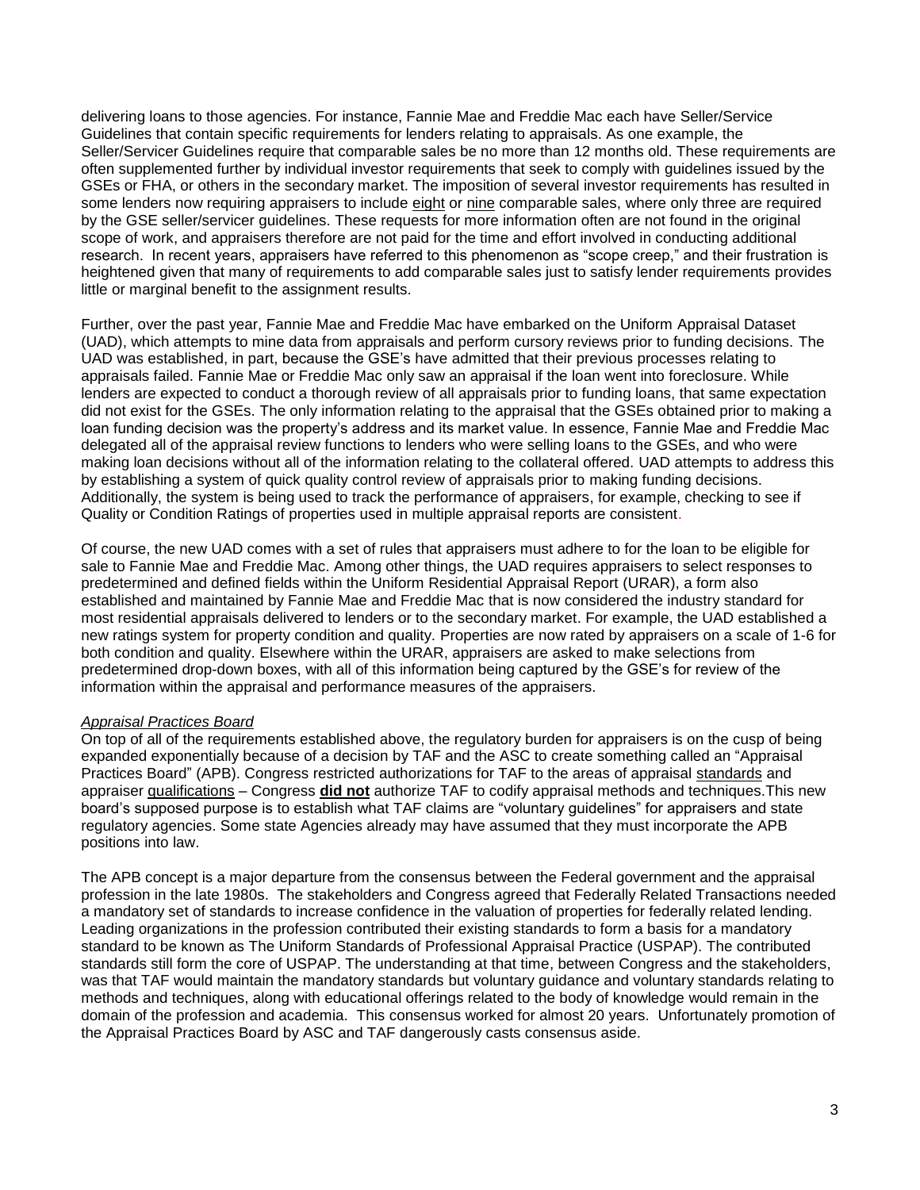delivering loans to those agencies. For instance, Fannie Mae and Freddie Mac each have Seller/Service Guidelines that contain specific requirements for lenders relating to appraisals. As one example, the Seller/Servicer Guidelines require that comparable sales be no more than 12 months old. These requirements are often supplemented further by individual investor requirements that seek to comply with guidelines issued by the GSEs or FHA, or others in the secondary market. The imposition of several investor requirements has resulted in some lenders now requiring appraisers to include eight or nine comparable sales, where only three are required by the GSE seller/servicer guidelines. These requests for more information often are not found in the original scope of work, and appraisers therefore are not paid for the time and effort involved in conducting additional research. In recent years, appraisers have referred to this phenomenon as "scope creep," and their frustration is heightened given that many of requirements to add comparable sales just to satisfy lender requirements provides little or marginal benefit to the assignment results.

Further, over the past year, Fannie Mae and Freddie Mac have embarked on the Uniform Appraisal Dataset (UAD), which attempts to mine data from appraisals and perform cursory reviews prior to funding decisions. The UAD was established, in part, because the GSE's have admitted that their previous processes relating to appraisals failed. Fannie Mae or Freddie Mac only saw an appraisal if the loan went into foreclosure. While lenders are expected to conduct a thorough review of all appraisals prior to funding loans, that same expectation did not exist for the GSEs. The only information relating to the appraisal that the GSEs obtained prior to making a loan funding decision was the property's address and its market value. In essence, Fannie Mae and Freddie Mac delegated all of the appraisal review functions to lenders who were selling loans to the GSEs, and who were making loan decisions without all of the information relating to the collateral offered. UAD attempts to address this by establishing a system of quick quality control review of appraisals prior to making funding decisions. Additionally, the system is being used to track the performance of appraisers, for example, checking to see if Quality or Condition Ratings of properties used in multiple appraisal reports are consistent.

Of course, the new UAD comes with a set of rules that appraisers must adhere to for the loan to be eligible for sale to Fannie Mae and Freddie Mac. Among other things, the UAD requires appraisers to select responses to predetermined and defined fields within the Uniform Residential Appraisal Report (URAR), a form also established and maintained by Fannie Mae and Freddie Mac that is now considered the industry standard for most residential appraisals delivered to lenders or to the secondary market. For example, the UAD established a new ratings system for property condition and quality. Properties are now rated by appraisers on a scale of 1-6 for both condition and quality. Elsewhere within the URAR, appraisers are asked to make selections from predetermined drop-down boxes, with all of this information being captured by the GSE's for review of the information within the appraisal and performance measures of the appraisers.

*Appraisal Practices Board*

On top of all of the requirements established above, the regulatory burden for appraisers is on the cusp of being expanded exponentially because of a decision by TAF and the ASC to create something called an "Appraisal Practices Board" (APB). Congress restricted authorizations for TAF to the areas of appraisal standards and appraiser qualifications – Congress **did not** authorize TAF to codify appraisal methods and techniques.This new board's supposed purpose is to establish what TAF claims are "voluntary guidelines" for appraisers and state regulatory agencies. Some state Agencies already may have assumed that they must incorporate the APB positions into law.

The APB concept is a major departure from the consensus between the Federal government and the appraisal profession in the late 1980s. The stakeholders and Congress agreed that Federally Related Transactions needed a mandatory set of standards to increase confidence in the valuation of properties for federally related lending. Leading organizations in the profession contributed their existing standards to form a basis for a mandatory standard to be known as The Uniform Standards of Professional Appraisal Practice (USPAP). The contributed standards still form the core of USPAP. The understanding at that time, between Congress and the stakeholders, was that TAF would maintain the mandatory standards but voluntary guidance and voluntary standards relating to methods and techniques, along with educational offerings related to the body of knowledge would remain in the domain of the profession and academia. This consensus worked for almost 20 years. Unfortunately promotion of the Appraisal Practices Board by ASC and TAF dangerously casts consensus aside.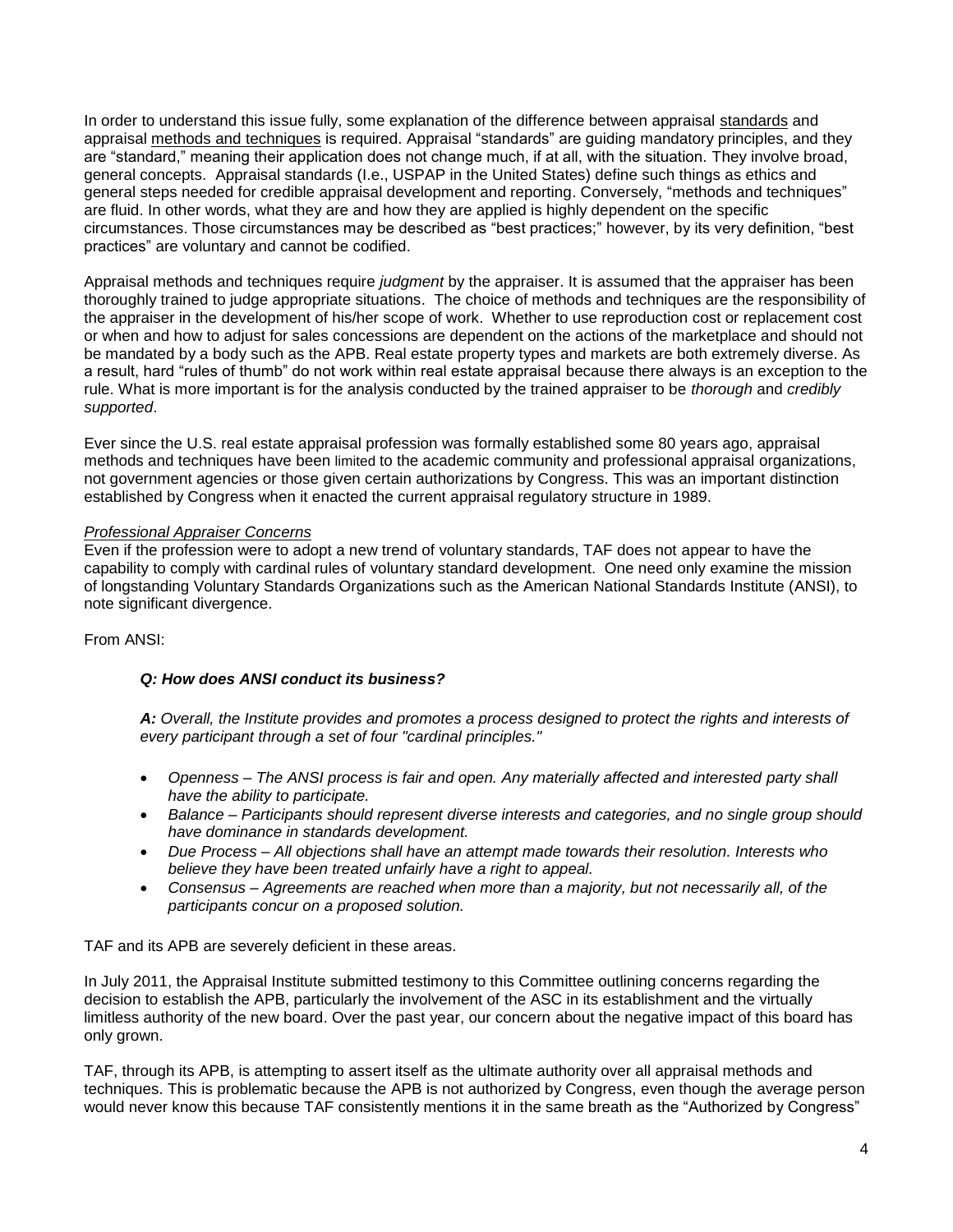In order to understand this issue fully, some explanation of the difference between appraisal standards and appraisal methods and techniques is required. Appraisal "standards" are guiding mandatory principles, and they are "standard," meaning their application does not change much, if at all, with the situation. They involve broad, general concepts. Appraisal standards (I.e., USPAP in the United States) define such things as ethics and general steps needed for credible appraisal development and reporting. Conversely, "methods and techniques" are fluid. In other words, what they are and how they are applied is highly dependent on the specific circumstances. Those circumstances may be described as "best practices;" however, by its very definition, "best practices" are voluntary and cannot be codified.

Appraisal methods and techniques require *judgment* by the appraiser. It is assumed that the appraiser has been thoroughly trained to judge appropriate situations. The choice of methods and techniques are the responsibility of the appraiser in the development of his/her scope of work. Whether to use reproduction cost or replacement cost or when and how to adjust for sales concessions are dependent on the actions of the marketplace and should not be mandated by a body such as the APB. Real estate property types and markets are both extremely diverse. As a result, hard "rules of thumb" do not work within real estate appraisal because there always is an exception to the rule. What is more important is for the analysis conducted by the trained appraiser to be *thorough* and *credibly supported*.

Ever since the U.S. real estate appraisal profession was formally established some 80 years ago, appraisal methods and techniques have been limited to the academic community and professional appraisal organizations, not government agencies or those given certain authorizations by Congress. This was an important distinction established by Congress when it enacted the current appraisal regulatory structure in 1989.

*Professional Appraiser Concerns*

Even if the profession were to adopt a new trend of voluntary standards, TAF does not appear to have the capability to comply with cardinal rules of voluntary standard development. One need only examine the mission of longstanding Voluntary Standards Organizations such as the American National Standards Institute (ANSI), to note significant divergence.

From ANSI:

> ***Q: How does ANSI conduct its business?***
>
> ***A:*** *Overall, the Institute provides and promotes a process designed to protect the rights and interests of every participant through a set of four "cardinal principles."*
>
> - *Openness – The ANSI process is fair and open. Any materially affected and interested party shall have the ability to participate.*
> - *Balance – Participants should represent diverse interests and categories, and no single group should have dominance in standards development.*
> - *Due Process – All objections shall have an attempt made towards their resolution. Interests who believe they have been treated unfairly have a right to appeal.*
> - *Consensus – Agreements are reached when more than a majority, but not necessarily all, of the participants concur on a proposed solution.*

TAF and its APB are severely deficient in these areas.

In July 2011, the Appraisal Institute submitted testimony to this Committee outlining concerns regarding the decision to establish the APB, particularly the involvement of the ASC in its establishment and the virtually limitless authority of the new board. Over the past year, our concern about the negative impact of this board has only grown.

TAF, through its APB, is attempting to assert itself as the ultimate authority over all appraisal methods and techniques. This is problematic because the APB is not authorized by Congress, even though the average person would never know this because TAF consistently mentions it in the same breath as the "Authorized by Congress"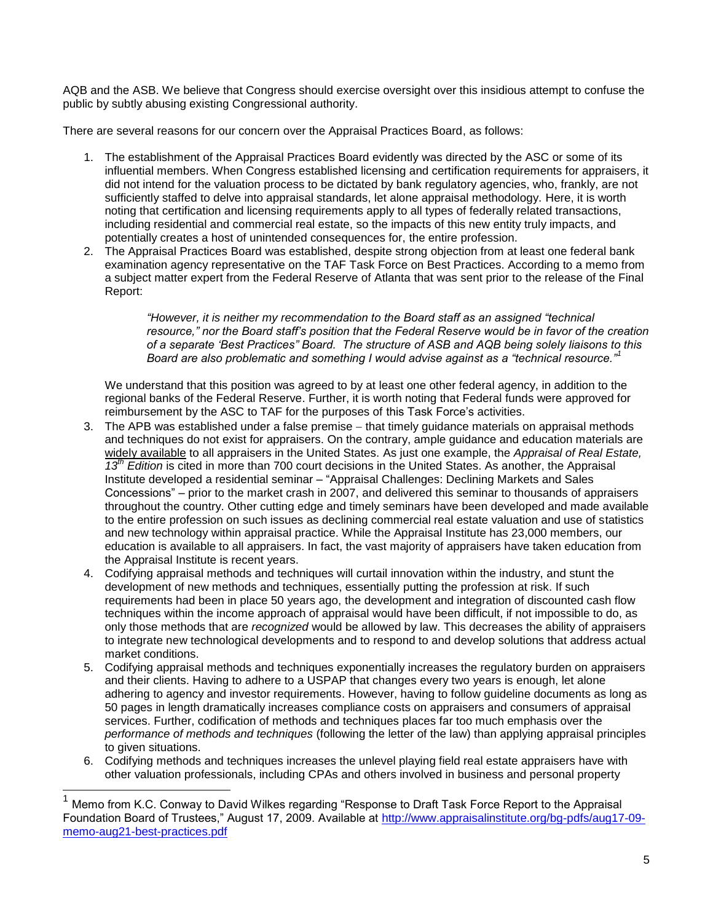AQB and the ASB. We believe that Congress should exercise oversight over this insidious attempt to confuse the public by subtly abusing existing Congressional authority.

There are several reasons for our concern over the Appraisal Practices Board, as follows:

1. The establishment of the Appraisal Practices Board evidently was directed by the ASC or some of its influential members. When Congress established licensing and certification requirements for appraisers, it did not intend for the valuation process to be dictated by bank regulatory agencies, who, frankly, are not sufficiently staffed to delve into appraisal standards, let alone appraisal methodology. Here, it is worth noting that certification and licensing requirements apply to all types of federally related transactions, including residential and commercial real estate, so the impacts of this new entity truly impacts, and potentially creates a host of unintended consequences for, the entire profession.
2. The Appraisal Practices Board was established, despite strong objection from at least one federal bank examination agency representative on the TAF Task Force on Best Practices. According to a memo from a subject matter expert from the Federal Reserve of Atlanta that was sent prior to the release of the Final Report:

   > *"However, it is neither my recommendation to the Board staff as an assigned "technical resource," nor the Board staff's position that the Federal Reserve would be in favor of the creation of a separate 'Best Practices" Board. The structure of ASB and AQB being solely liaisons to this Board are also problematic and something I would advise against as a "technical resource."*[1]

   We understand that this position was agreed to by at least one other federal agency, in addition to the regional banks of the Federal Reserve. Further, it is worth noting that Federal funds were approved for reimbursement by the ASC to TAF for the purposes of this Task Force's activities.
3. The APB was established under a false premise – that timely guidance materials on appraisal methods and techniques do not exist for appraisers. On the contrary, ample guidance and education materials are widely available to all appraisers in the United States. As just one example, the *Appraisal of Real Estate, 13th Edition* is cited in more than 700 court decisions in the United States. As another, the Appraisal Institute developed a residential seminar – "Appraisal Challenges: Declining Markets and Sales Concessions" – prior to the market crash in 2007, and delivered this seminar to thousands of appraisers throughout the country. Other cutting edge and timely seminars have been developed and made available to the entire profession on such issues as declining commercial real estate valuation and use of statistics and new technology within appraisal practice. While the Appraisal Institute has 23,000 members, our education is available to all appraisers. In fact, the vast majority of appraisers have taken education from the Appraisal Institute is recent years.
4. Codifying appraisal methods and techniques will curtail innovation within the industry, and stunt the development of new methods and techniques, essentially putting the profession at risk. If such requirements had been in place 50 years ago, the development and integration of discounted cash flow techniques within the income approach of appraisal would have been difficult, if not impossible to do, as only those methods that are *recognized* would be allowed by law. This decreases the ability of appraisers to integrate new technological developments and to respond to and develop solutions that address actual market conditions.
5. Codifying appraisal methods and techniques exponentially increases the regulatory burden on appraisers and their clients. Having to adhere to a USPAP that changes every two years is enough, let alone adhering to agency and investor requirements. However, having to follow guideline documents as long as 50 pages in length dramatically increases compliance costs on appraisers and consumers of appraisal services. Further, codification of methods and techniques places far too much emphasis over the *performance of methods and techniques* (following the letter of the law) than applying appraisal principles to given situations.
6. Codifying methods and techniques increases the unlevel playing field real estate appraisers have with other valuation professionals, including CPAs and others involved in business and personal property

[1] Memo from K.C. Conway to David Wilkes regarding "Response to Draft Task Force Report to the Appraisal Foundation Board of Trustees," August 17, 2009. Available at http://www.appraisalinstitute.org/bg-pdfs/aug17-09-memo-aug21-best-practices.pdf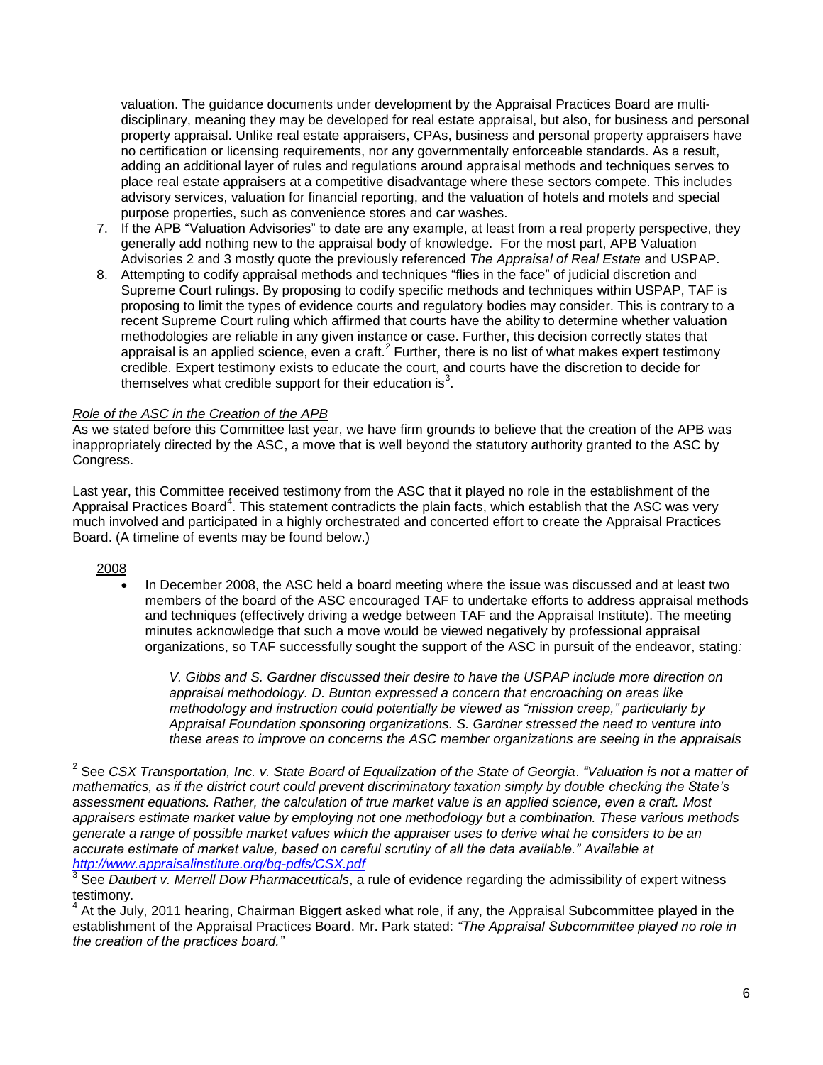valuation. The guidance documents under development by the Appraisal Practices Board are multi-disciplinary, meaning they may be developed for real estate appraisal, but also, for business and personal property appraisal. Unlike real estate appraisers, CPAs, business and personal property appraisers have no certification or licensing requirements, nor any governmentally enforceable standards. As a result, adding an additional layer of rules and regulations around appraisal methods and techniques serves to place real estate appraisers at a competitive disadvantage where these sectors compete. This includes advisory services, valuation for financial reporting, and the valuation of hotels and motels and special purpose properties, such as convenience stores and car washes.

7. If the APB "Valuation Advisories" to date are any example, at least from a real property perspective, they generally add nothing new to the appraisal body of knowledge. For the most part, APB Valuation Advisories 2 and 3 mostly quote the previously referenced *The Appraisal of Real Estate* and USPAP.
8. Attempting to codify appraisal methods and techniques "flies in the face" of judicial discretion and Supreme Court rulings. By proposing to codify specific methods and techniques within USPAP, TAF is proposing to limit the types of evidence courts and regulatory bodies may consider. This is contrary to a recent Supreme Court ruling which affirmed that courts have the ability to determine whether valuation methodologies are reliable in any given instance or case. Further, this decision correctly states that appraisal is an applied science, even a craft.[2] Further, there is no list of what makes expert testimony credible. Expert testimony exists to educate the court, and courts have the discretion to decide for themselves what credible support for their education is[3].

*Role of the ASC in the Creation of the APB*

As we stated before this Committee last year, we have firm grounds to believe that the creation of the APB was inappropriately directed by the ASC, a move that is well beyond the statutory authority granted to the ASC by Congress.

Last year, this Committee received testimony from the ASC that it played no role in the establishment of the Appraisal Practices Board[4]. This statement contradicts the plain facts, which establish that the ASC was very much involved and participated in a highly orchestrated and concerted effort to create the Appraisal Practices Board. (A timeline of events may be found below.)

2008

- In December 2008, the ASC held a board meeting where the issue was discussed and at least two members of the board of the ASC encouraged TAF to undertake efforts to address appraisal methods and techniques (effectively driving a wedge between TAF and the Appraisal Institute). The meeting minutes acknowledge that such a move would be viewed negatively by professional appraisal organizations, so TAF successfully sought the support of the ASC in pursuit of the endeavor, stating:

  *V. Gibbs and S. Gardner discussed their desire to have the USPAP include more direction on appraisal methodology. D. Bunton expressed a concern that encroaching on areas like methodology and instruction could potentially be viewed as "mission creep," particularly by Appraisal Foundation sponsoring organizations. S. Gardner stressed the need to venture into these areas to improve on concerns the ASC member organizations are seeing in the appraisals*

---

[2] See *CSX Transportation, Inc. v. State Board of Equalization of the State of Georgia*. *"Valuation is not a matter of mathematics, as if the district court could prevent discriminatory taxation simply by double checking the State's assessment equations. Rather, the calculation of true market value is an applied science, even a craft. Most appraisers estimate market value by employing not one methodology but a combination. These various methods generate a range of possible market values which the appraiser uses to derive what he considers to be an accurate estimate of market value, based on careful scrutiny of all the data available." Available at http://www.appraisalinstitute.org/bg-pdfs/CSX.pdf*

[3] See *Daubert v. Merrell Dow Pharmaceuticals*, a rule of evidence regarding the admissibility of expert witness testimony.

[4] At the July, 2011 hearing, Chairman Biggert asked what role, if any, the Appraisal Subcommittee played in the establishment of the Appraisal Practices Board. Mr. Park stated: *"The Appraisal Subcommittee played no role in the creation of the practices board."*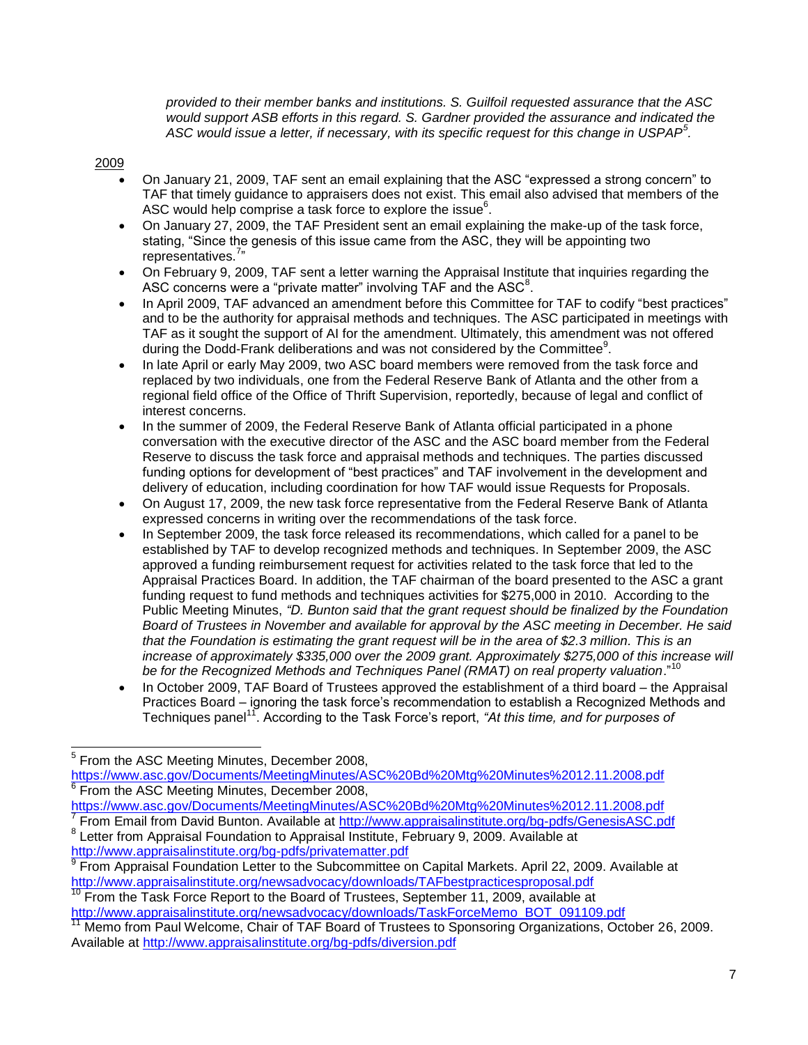*provided to their member banks and institutions. S. Guilfoil requested assurance that the ASC would support ASB efforts in this regard. S. Gardner provided the assurance and indicated the ASC would issue a letter, if necessary, with its specific request for this change in USPAP*[5].

2009

- On January 21, 2009, TAF sent an email explaining that the ASC "expressed a strong concern" to TAF that timely guidance to appraisers does not exist. This email also advised that members of the ASC would help comprise a task force to explore the issue[6].
- On January 27, 2009, the TAF President sent an email explaining the make-up of the task force, stating, "Since the genesis of this issue came from the ASC, they will be appointing two representatives.[7]"
- On February 9, 2009, TAF sent a letter warning the Appraisal Institute that inquiries regarding the ASC concerns were a "private matter" involving TAF and the ASC[8].
- In April 2009, TAF advanced an amendment before this Committee for TAF to codify "best practices" and to be the authority for appraisal methods and techniques. The ASC participated in meetings with TAF as it sought the support of AI for the amendment. Ultimately, this amendment was not offered during the Dodd-Frank deliberations and was not considered by the Committee[9].
- In late April or early May 2009, two ASC board members were removed from the task force and replaced by two individuals, one from the Federal Reserve Bank of Atlanta and the other from a regional field office of the Office of Thrift Supervision, reportedly, because of legal and conflict of interest concerns.
- In the summer of 2009, the Federal Reserve Bank of Atlanta official participated in a phone conversation with the executive director of the ASC and the ASC board member from the Federal Reserve to discuss the task force and appraisal methods and techniques. The parties discussed funding options for development of "best practices" and TAF involvement in the development and delivery of education, including coordination for how TAF would issue Requests for Proposals.
- On August 17, 2009, the new task force representative from the Federal Reserve Bank of Atlanta expressed concerns in writing over the recommendations of the task force.
- In September 2009, the task force released its recommendations, which called for a panel to be established by TAF to develop recognized methods and techniques. In September 2009, the ASC approved a funding reimbursement request for activities related to the task force that led to the Appraisal Practices Board. In addition, the TAF chairman of the board presented to the ASC a grant funding request to fund methods and techniques activities for $275,000 in 2010. According to the Public Meeting Minutes, *"D. Bunton said that the grant request should be finalized by the Foundation Board of Trustees in November and available for approval by the ASC meeting in December. He said that the Foundation is estimating the grant request will be in the area of $2.3 million. This is an increase of approximately $335,000 over the 2009 grant. Approximately $275,000 of this increase will be for the Recognized Methods and Techniques Panel (RMAT) on real property valuation*."[10]
- In October 2009, TAF Board of Trustees approved the establishment of a third board – the Appraisal Practices Board – ignoring the task force's recommendation to establish a Recognized Methods and Techniques panel[11]. According to the Task Force's report, *"At this time, and for purposes of*

---

[5] From the ASC Meeting Minutes, December 2008, https://www.asc.gov/Documents/MeetingMinutes/ASC%20Bd%20Mtg%20Minutes%2012.11.2008.pdf

[6] From the ASC Meeting Minutes, December 2008, https://www.asc.gov/Documents/MeetingMinutes/ASC%20Bd%20Mtg%20Minutes%2012.11.2008.pdf

[7] From Email from David Bunton. Available at http://www.appraisalinstitute.org/bg-pdfs/GenesisASC.pdf

[8] Letter from Appraisal Foundation to Appraisal Institute, February 9, 2009. Available at http://www.appraisalinstitute.org/bg-pdfs/privatematter.pdf

[9] From Appraisal Foundation Letter to the Subcommittee on Capital Markets. April 22, 2009. Available at http://www.appraisalinstitute.org/newsadvocacy/downloads/TAFbestpracticesproposal.pdf

[10] From the Task Force Report to the Board of Trustees, September 11, 2009, available at http://www.appraisalinstitute.org/newsadvocacy/downloads/TaskForceMemo_BOT_091109.pdf

[11] Memo from Paul Welcome, Chair of TAF Board of Trustees to Sponsoring Organizations, October 26, 2009. Available at http://www.appraisalinstitute.org/bg-pdfs/diversion.pdf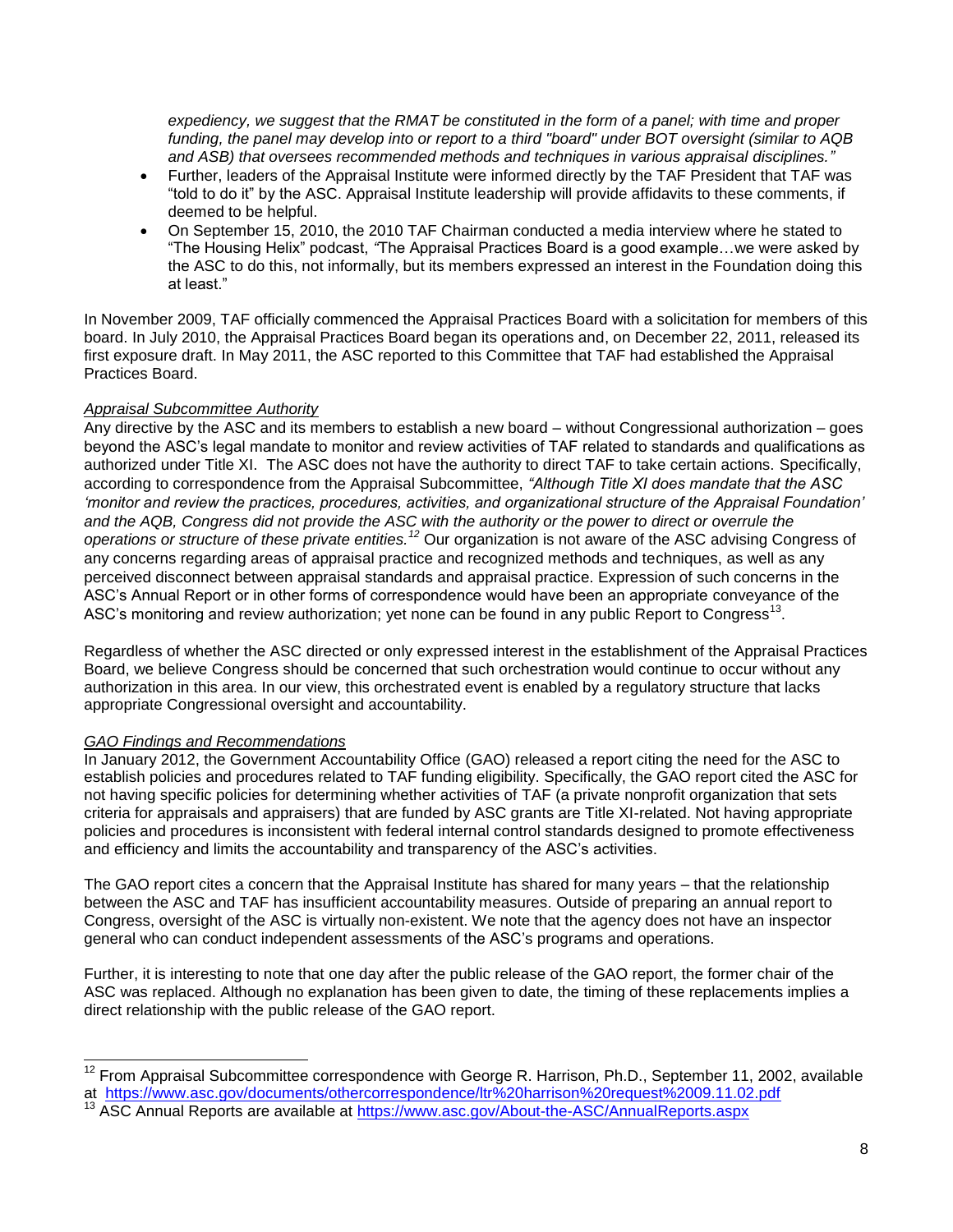*expediency, we suggest that the RMAT be constituted in the form of a panel; with time and proper funding, the panel may develop into or report to a third "board" under BOT oversight (similar to AQB and ASB) that oversees recommended methods and techniques in various appraisal disciplines."*

- Further, leaders of the Appraisal Institute were informed directly by the TAF President that TAF was "told to do it" by the ASC. Appraisal Institute leadership will provide affidavits to these comments, if deemed to be helpful.
- On September 15, 2010, the 2010 TAF Chairman conducted a media interview where he stated to "The Housing Helix" podcast, "The Appraisal Practices Board is a good example…we were asked by the ASC to do this, not informally, but its members expressed an interest in the Foundation doing this at least."

In November 2009, TAF officially commenced the Appraisal Practices Board with a solicitation for members of this board. In July 2010, the Appraisal Practices Board began its operations and, on December 22, 2011, released its first exposure draft. In May 2011, the ASC reported to this Committee that TAF had established the Appraisal Practices Board.

*Appraisal Subcommittee Authority*

Any directive by the ASC and its members to establish a new board – without Congressional authorization – goes beyond the ASC's legal mandate to monitor and review activities of TAF related to standards and qualifications as authorized under Title XI. The ASC does not have the authority to direct TAF to take certain actions. Specifically, according to correspondence from the Appraisal Subcommittee, *"Although Title XI does mandate that the ASC 'monitor and review the practices, procedures, activities, and organizational structure of the Appraisal Foundation' and the AQB, Congress did not provide the ASC with the authority or the power to direct or overrule the operations or structure of these private entities.*[12] Our organization is not aware of the ASC advising Congress of any concerns regarding areas of appraisal practice and recognized methods and techniques, as well as any perceived disconnect between appraisal standards and appraisal practice. Expression of such concerns in the ASC's Annual Report or in other forms of correspondence would have been an appropriate conveyance of the ASC's monitoring and review authorization; yet none can be found in any public Report to Congress[13].

Regardless of whether the ASC directed or only expressed interest in the establishment of the Appraisal Practices Board, we believe Congress should be concerned that such orchestration would continue to occur without any authorization in this area. In our view, this orchestrated event is enabled by a regulatory structure that lacks appropriate Congressional oversight and accountability.

*GAO Findings and Recommendations*

In January 2012, the Government Accountability Office (GAO) released a report citing the need for the ASC to establish policies and procedures related to TAF funding eligibility. Specifically, the GAO report cited the ASC for not having specific policies for determining whether activities of TAF (a private nonprofit organization that sets criteria for appraisals and appraisers) that are funded by ASC grants are Title XI-related. Not having appropriate policies and procedures is inconsistent with federal internal control standards designed to promote effectiveness and efficiency and limits the accountability and transparency of the ASC's activities.

The GAO report cites a concern that the Appraisal Institute has shared for many years – that the relationship between the ASC and TAF has insufficient accountability measures. Outside of preparing an annual report to Congress, oversight of the ASC is virtually non-existent. We note that the agency does not have an inspector general who can conduct independent assessments of the ASC's programs and operations.

Further, it is interesting to note that one day after the public release of the GAO report, the former chair of the ASC was replaced. Although no explanation has been given to date, the timing of these replacements implies a direct relationship with the public release of the GAO report.

---

[12] From Appraisal Subcommittee correspondence with George R. Harrison, Ph.D., September 11, 2002, available at https://www.asc.gov/documents/othercorrespondence/ltr%20harrison%20request%2009.11.02.pdf

[13] ASC Annual Reports are available at https://www.asc.gov/About-the-ASC/AnnualReports.aspx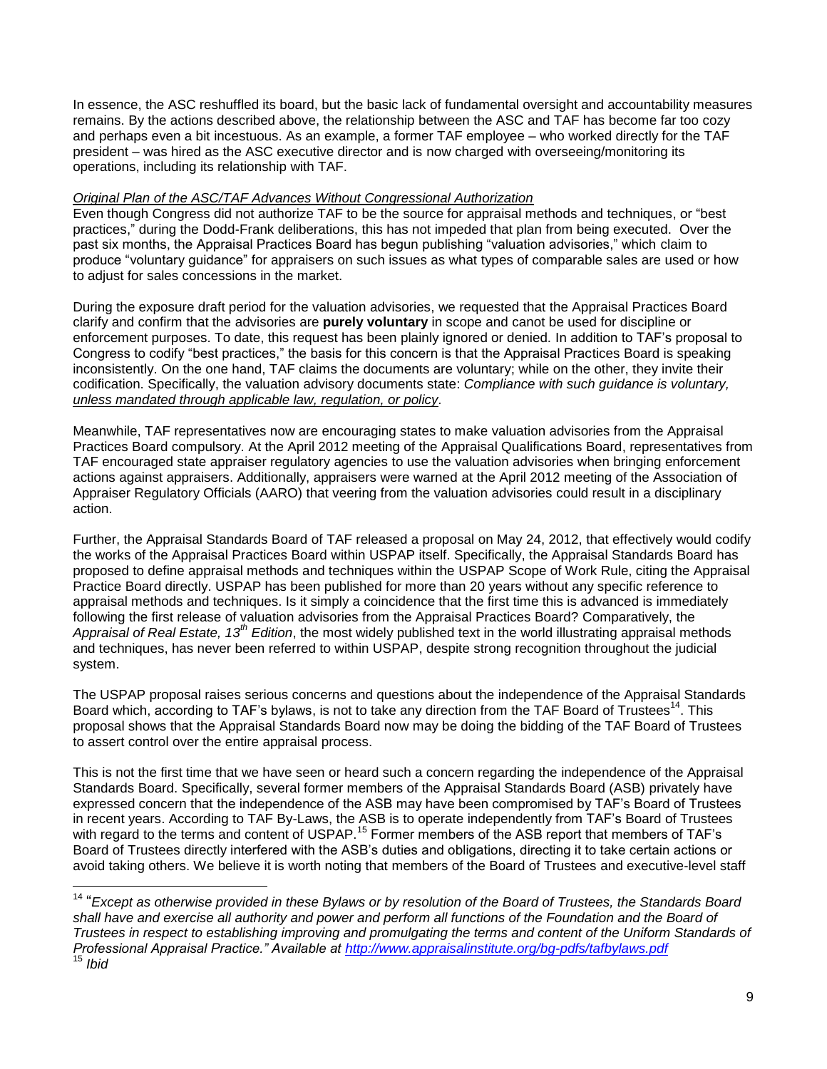In essence, the ASC reshuffled its board, but the basic lack of fundamental oversight and accountability measures remains. By the actions described above, the relationship between the ASC and TAF has become far too cozy and perhaps even a bit incestuous. As an example, a former TAF employee – who worked directly for the TAF president – was hired as the ASC executive director and is now charged with overseeing/monitoring its operations, including its relationship with TAF.

*Original Plan of the ASC/TAF Advances Without Congressional Authorization*

Even though Congress did not authorize TAF to be the source for appraisal methods and techniques, or "best practices," during the Dodd-Frank deliberations, this has not impeded that plan from being executed. Over the past six months, the Appraisal Practices Board has begun publishing "valuation advisories," which claim to produce "voluntary guidance" for appraisers on such issues as what types of comparable sales are used or how to adjust for sales concessions in the market.

During the exposure draft period for the valuation advisories, we requested that the Appraisal Practices Board clarify and confirm that the advisories are **purely voluntary** in scope and canot be used for discipline or enforcement purposes. To date, this request has been plainly ignored or denied. In addition to TAF's proposal to Congress to codify "best practices," the basis for this concern is that the Appraisal Practices Board is speaking inconsistently. On the one hand, TAF claims the documents are voluntary; while on the other, they invite their codification. Specifically, the valuation advisory documents state: *Compliance with such guidance is voluntary, unless mandated through applicable law, regulation, or policy*.

Meanwhile, TAF representatives now are encouraging states to make valuation advisories from the Appraisal Practices Board compulsory. At the April 2012 meeting of the Appraisal Qualifications Board, representatives from TAF encouraged state appraiser regulatory agencies to use the valuation advisories when bringing enforcement actions against appraisers. Additionally, appraisers were warned at the April 2012 meeting of the Association of Appraiser Regulatory Officials (AARO) that veering from the valuation advisories could result in a disciplinary action.

Further, the Appraisal Standards Board of TAF released a proposal on May 24, 2012, that effectively would codify the works of the Appraisal Practices Board within USPAP itself. Specifically, the Appraisal Standards Board has proposed to define appraisal methods and techniques within the USPAP Scope of Work Rule, citing the Appraisal Practice Board directly. USPAP has been published for more than 20 years without any specific reference to appraisal methods and techniques. Is it simply a coincidence that the first time this is advanced is immediately following the first release of valuation advisories from the Appraisal Practices Board? Comparatively, the *Appraisal of Real Estate, 13th Edition*, the most widely published text in the world illustrating appraisal methods and techniques, has never been referred to within USPAP, despite strong recognition throughout the judicial system.

The USPAP proposal raises serious concerns and questions about the independence of the Appraisal Standards Board which, according to TAF's bylaws, is not to take any direction from the TAF Board of Trustees[14]. This proposal shows that the Appraisal Standards Board now may be doing the bidding of the TAF Board of Trustees to assert control over the entire appraisal process.

This is not the first time that we have seen or heard such a concern regarding the independence of the Appraisal Standards Board. Specifically, several former members of the Appraisal Standards Board (ASB) privately have expressed concern that the independence of the ASB may have been compromised by TAF's Board of Trustees in recent years. According to TAF By-Laws, the ASB is to operate independently from TAF's Board of Trustees with regard to the terms and content of USPAP.[15] Former members of the ASB report that members of TAF's Board of Trustees directly interfered with the ASB's duties and obligations, directing it to take certain actions or avoid taking others. We believe it is worth noting that members of the Board of Trustees and executive-level staff

---

[14] "*Except as otherwise provided in these Bylaws or by resolution of the Board of Trustees, the Standards Board shall have and exercise all authority and power and perform all functions of the Foundation and the Board of Trustees in respect to establishing improving and promulgating the terms and content of the Uniform Standards of Professional Appraisal Practice." Available at http://www.appraisalinstitute.org/bg-pdfs/tafbylaws.pdf*

[15] *Ibid*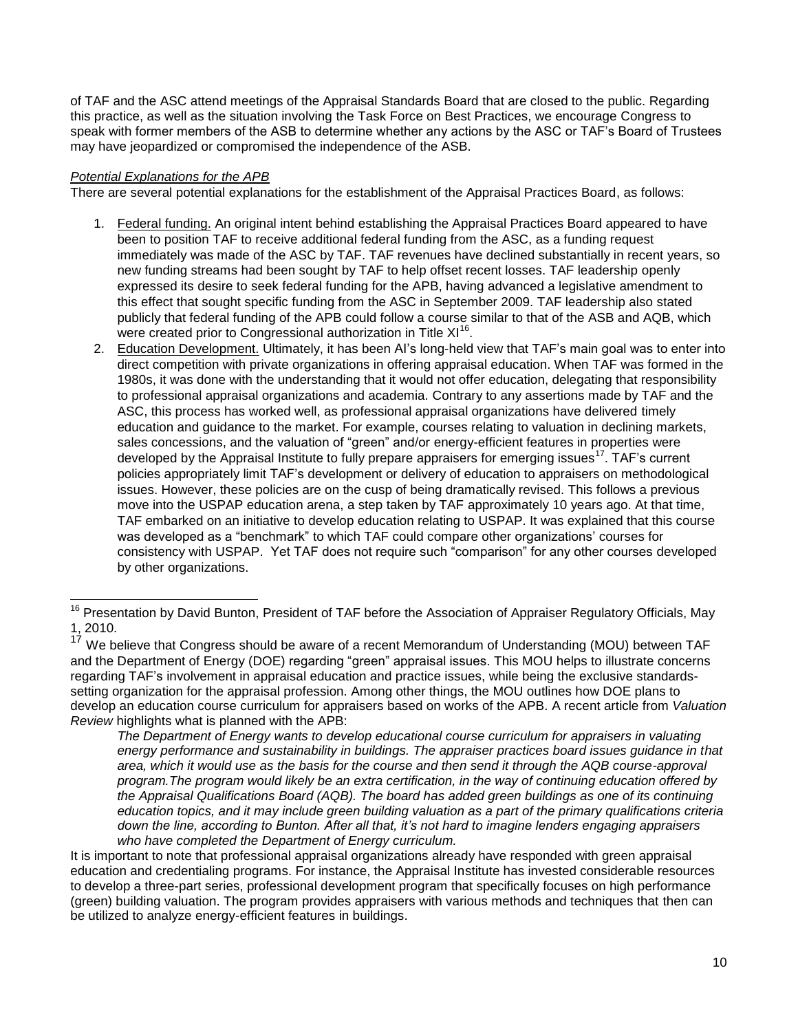of TAF and the ASC attend meetings of the Appraisal Standards Board that are closed to the public. Regarding this practice, as well as the situation involving the Task Force on Best Practices, we encourage Congress to speak with former members of the ASB to determine whether any actions by the ASC or TAF's Board of Trustees may have jeopardized or compromised the independence of the ASB.

*Potential Explanations for the APB*

There are several potential explanations for the establishment of the Appraisal Practices Board, as follows:

1. Federal funding. An original intent behind establishing the Appraisal Practices Board appeared to have been to position TAF to receive additional federal funding from the ASC, as a funding request immediately was made of the ASC by TAF. TAF revenues have declined substantially in recent years, so new funding streams had been sought by TAF to help offset recent losses. TAF leadership openly expressed its desire to seek federal funding for the APB, having advanced a legislative amendment to this effect that sought specific funding from the ASC in September 2009. TAF leadership also stated publicly that federal funding of the APB could follow a course similar to that of the ASB and AQB, which were created prior to Congressional authorization in Title XI[16].
2. Education Development. Ultimately, it has been AI's long-held view that TAF's main goal was to enter into direct competition with private organizations in offering appraisal education. When TAF was formed in the 1980s, it was done with the understanding that it would not offer education, delegating that responsibility to professional appraisal organizations and academia. Contrary to any assertions made by TAF and the ASC, this process has worked well, as professional appraisal organizations have delivered timely education and guidance to the market. For example, courses relating to valuation in declining markets, sales concessions, and the valuation of "green" and/or energy-efficient features in properties were developed by the Appraisal Institute to fully prepare appraisers for emerging issues[17]. TAF's current policies appropriately limit TAF's development or delivery of education to appraisers on methodological issues. However, these policies are on the cusp of being dramatically revised. This follows a previous move into the USPAP education arena, a step taken by TAF approximately 10 years ago. At that time, TAF embarked on an initiative to develop education relating to USPAP. It was explained that this course was developed as a "benchmark" to which TAF could compare other organizations' courses for consistency with USPAP. Yet TAF does not require such "comparison" for any other courses developed by other organizations.

---

[16] Presentation by David Bunton, President of TAF before the Association of Appraiser Regulatory Officials, May 1, 2010.

[17] We believe that Congress should be aware of a recent Memorandum of Understanding (MOU) between TAF and the Department of Energy (DOE) regarding "green" appraisal issues. This MOU helps to illustrate concerns regarding TAF's involvement in appraisal education and practice issues, while being the exclusive standards-setting organization for the appraisal profession. Among other things, the MOU outlines how DOE plans to develop an education course curriculum for appraisers based on works of the APB. A recent article from *Valuation Review* highlights what is planned with the APB:

> *The Department of Energy wants to develop educational course curriculum for appraisers in valuating energy performance and sustainability in buildings. The appraiser practices board issues guidance in that area, which it would use as the basis for the course and then send it through the AQB course-approval program.The program would likely be an extra certification, in the way of continuing education offered by the Appraisal Qualifications Board (AQB). The board has added green buildings as one of its continuing education topics, and it may include green building valuation as a part of the primary qualifications criteria down the line, according to Bunton. After all that, it's not hard to imagine lenders engaging appraisers who have completed the Department of Energy curriculum.*

It is important to note that professional appraisal organizations already have responded with green appraisal education and credentialing programs. For instance, the Appraisal Institute has invested considerable resources to develop a three-part series, professional development program that specifically focuses on high performance (green) building valuation. The program provides appraisers with various methods and techniques that then can be utilized to analyze energy-efficient features in buildings.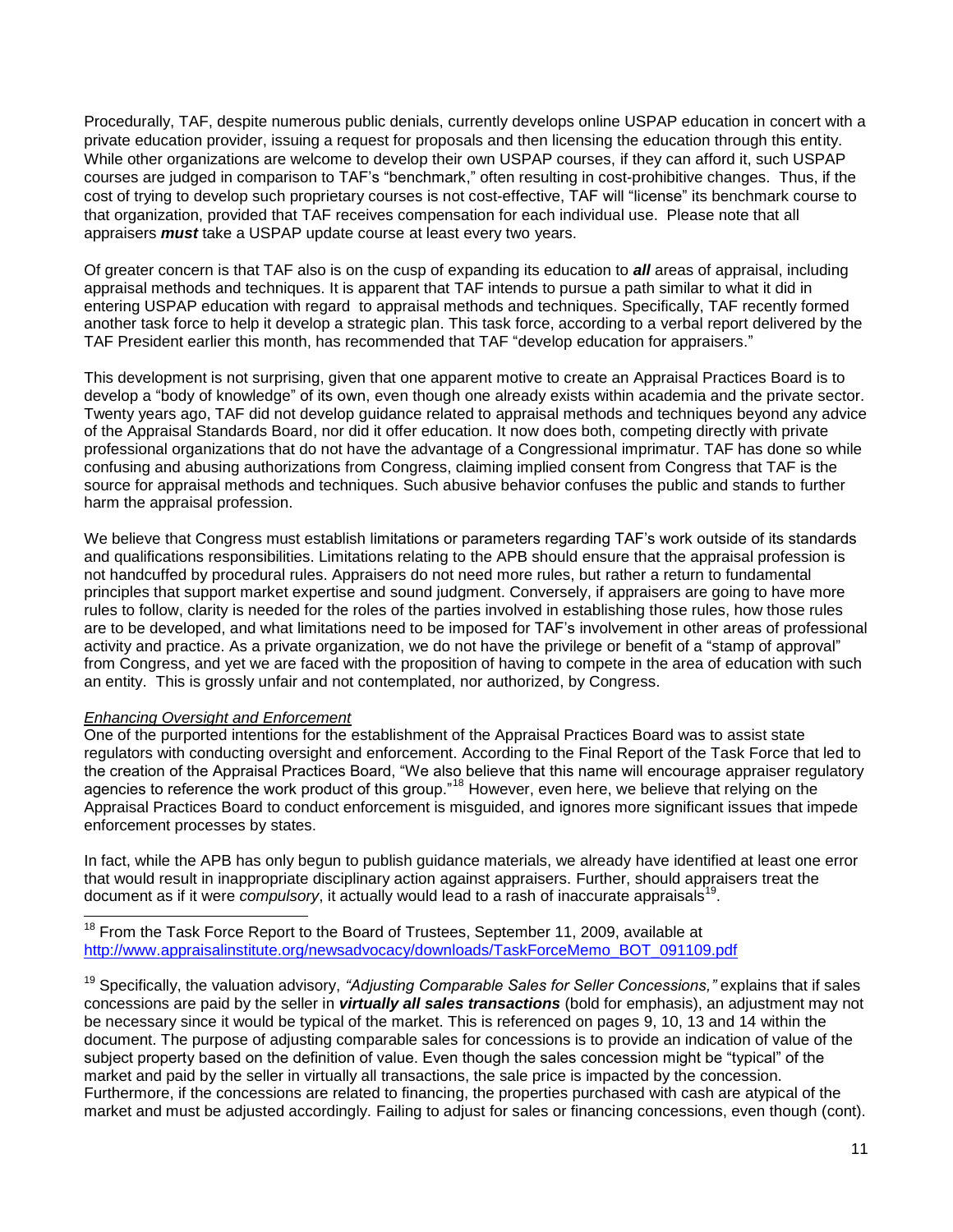Procedurally, TAF, despite numerous public denials, currently develops online USPAP education in concert with a private education provider, issuing a request for proposals and then licensing the education through this entity. While other organizations are welcome to develop their own USPAP courses, if they can afford it, such USPAP courses are judged in comparison to TAF's "benchmark," often resulting in cost-prohibitive changes. Thus, if the cost of trying to develop such proprietary courses is not cost-effective, TAF will "license" its benchmark course to that organization, provided that TAF receives compensation for each individual use. Please note that all appraisers ***must*** take a USPAP update course at least every two years.

Of greater concern is that TAF also is on the cusp of expanding its education to ***all*** areas of appraisal, including appraisal methods and techniques. It is apparent that TAF intends to pursue a path similar to what it did in entering USPAP education with regard to appraisal methods and techniques. Specifically, TAF recently formed another task force to help it develop a strategic plan. This task force, according to a verbal report delivered by the TAF President earlier this month, has recommended that TAF "develop education for appraisers."

This development is not surprising, given that one apparent motive to create an Appraisal Practices Board is to develop a "body of knowledge" of its own, even though one already exists within academia and the private sector. Twenty years ago, TAF did not develop guidance related to appraisal methods and techniques beyond any advice of the Appraisal Standards Board, nor did it offer education. It now does both, competing directly with private professional organizations that do not have the advantage of a Congressional imprimatur. TAF has done so while confusing and abusing authorizations from Congress, claiming implied consent from Congress that TAF is the source for appraisal methods and techniques. Such abusive behavior confuses the public and stands to further harm the appraisal profession.

We believe that Congress must establish limitations or parameters regarding TAF's work outside of its standards and qualifications responsibilities. Limitations relating to the APB should ensure that the appraisal profession is not handcuffed by procedural rules. Appraisers do not need more rules, but rather a return to fundamental principles that support market expertise and sound judgment. Conversely, if appraisers are going to have more rules to follow, clarity is needed for the roles of the parties involved in establishing those rules, how those rules are to be developed, and what limitations need to be imposed for TAF's involvement in other areas of professional activity and practice. As a private organization, we do not have the privilege or benefit of a "stamp of approval" from Congress, and yet we are faced with the proposition of having to compete in the area of education with such an entity. This is grossly unfair and not contemplated, nor authorized, by Congress.

*Enhancing Oversight and Enforcement*

One of the purported intentions for the establishment of the Appraisal Practices Board was to assist state regulators with conducting oversight and enforcement. According to the Final Report of the Task Force that led to the creation of the Appraisal Practices Board, "We also believe that this name will encourage appraiser regulatory agencies to reference the work product of this group."[18] However, even here, we believe that relying on the Appraisal Practices Board to conduct enforcement is misguided, and ignores more significant issues that impede enforcement processes by states.

In fact, while the APB has only begun to publish guidance materials, we already have identified at least one error that would result in inappropriate disciplinary action against appraisers. Further, should appraisers treat the document as if it were *compulsory*, it actually would lead to a rash of inaccurate appraisals[19].

---

[18] From the Task Force Report to the Board of Trustees, September 11, 2009, available at http://www.appraisalinstitute.org/newsadvocacy/downloads/TaskForceMemo_BOT_091109.pdf

[19] Specifically, the valuation advisory, *"Adjusting Comparable Sales for Seller Concessions,"* explains that if sales concessions are paid by the seller in ***virtually all sales transactions*** (bold for emphasis), an adjustment may not be necessary since it would be typical of the market. This is referenced on pages 9, 10, 13 and 14 within the document. The purpose of adjusting comparable sales for concessions is to provide an indication of value of the subject property based on the definition of value. Even though the sales concession might be "typical" of the market and paid by the seller in virtually all transactions, the sale price is impacted by the concession. Furthermore, if the concessions are related to financing, the properties purchased with cash are atypical of the market and must be adjusted accordingly. Failing to adjust for sales or financing concessions, even though (cont).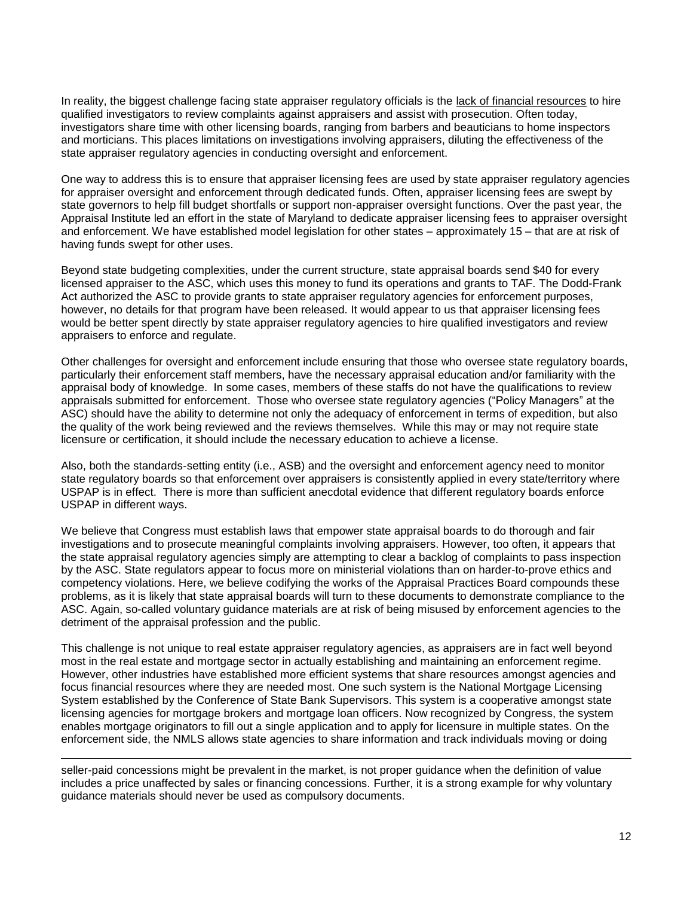In reality, the biggest challenge facing state appraiser regulatory officials is the lack of financial resources to hire qualified investigators to review complaints against appraisers and assist with prosecution. Often today, investigators share time with other licensing boards, ranging from barbers and beauticians to home inspectors and morticians. This places limitations on investigations involving appraisers, diluting the effectiveness of the state appraiser regulatory agencies in conducting oversight and enforcement.

One way to address this is to ensure that appraiser licensing fees are used by state appraiser regulatory agencies for appraiser oversight and enforcement through dedicated funds. Often, appraiser licensing fees are swept by state governors to help fill budget shortfalls or support non-appraiser oversight functions. Over the past year, the Appraisal Institute led an effort in the state of Maryland to dedicate appraiser licensing fees to appraiser oversight and enforcement. We have established model legislation for other states – approximately 15 – that are at risk of having funds swept for other uses.

Beyond state budgeting complexities, under the current structure, state appraisal boards send $40 for every licensed appraiser to the ASC, which uses this money to fund its operations and grants to TAF. The Dodd-Frank Act authorized the ASC to provide grants to state appraiser regulatory agencies for enforcement purposes, however, no details for that program have been released. It would appear to us that appraiser licensing fees would be better spent directly by state appraiser regulatory agencies to hire qualified investigators and review appraisers to enforce and regulate.

Other challenges for oversight and enforcement include ensuring that those who oversee state regulatory boards, particularly their enforcement staff members, have the necessary appraisal education and/or familiarity with the appraisal body of knowledge. In some cases, members of these staffs do not have the qualifications to review appraisals submitted for enforcement. Those who oversee state regulatory agencies ("Policy Managers" at the ASC) should have the ability to determine not only the adequacy of enforcement in terms of expedition, but also the quality of the work being reviewed and the reviews themselves. While this may or may not require state licensure or certification, it should include the necessary education to achieve a license.

Also, both the standards-setting entity (i.e., ASB) and the oversight and enforcement agency need to monitor state regulatory boards so that enforcement over appraisers is consistently applied in every state/territory where USPAP is in effect. There is more than sufficient anecdotal evidence that different regulatory boards enforce USPAP in different ways.

We believe that Congress must establish laws that empower state appraisal boards to do thorough and fair investigations and to prosecute meaningful complaints involving appraisers. However, too often, it appears that the state appraisal regulatory agencies simply are attempting to clear a backlog of complaints to pass inspection by the ASC. State regulators appear to focus more on ministerial violations than on harder-to-prove ethics and competency violations. Here, we believe codifying the works of the Appraisal Practices Board compounds these problems, as it is likely that state appraisal boards will turn to these documents to demonstrate compliance to the ASC. Again, so-called voluntary guidance materials are at risk of being misused by enforcement agencies to the detriment of the appraisal profession and the public.

This challenge is not unique to real estate appraiser regulatory agencies, as appraisers are in fact well beyond most in the real estate and mortgage sector in actually establishing and maintaining an enforcement regime. However, other industries have established more efficient systems that share resources amongst agencies and focus financial resources where they are needed most. One such system is the National Mortgage Licensing System established by the Conference of State Bank Supervisors. This system is a cooperative amongst state licensing agencies for mortgage brokers and mortgage loan officers. Now recognized by Congress, the system enables mortgage originators to fill out a single application and to apply for licensure in multiple states. On the enforcement side, the NMLS allows state agencies to share information and track individuals moving or doing

---

seller-paid concessions might be prevalent in the market, is not proper guidance when the definition of value includes a price unaffected by sales or financing concessions. Further, it is a strong example for why voluntary guidance materials should never be used as compulsory documents.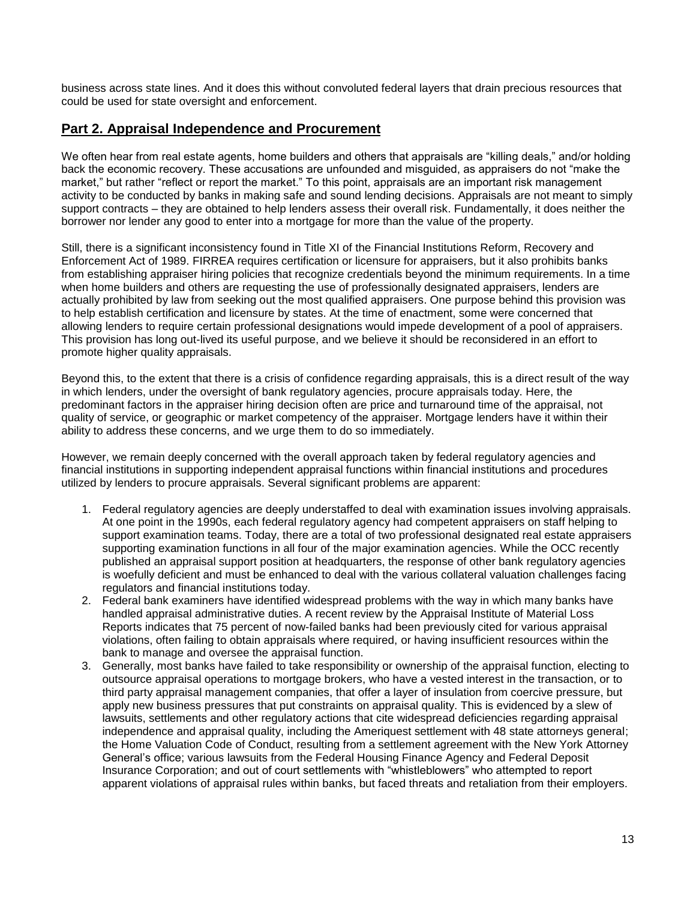business across state lines. And it does this without convoluted federal layers that drain precious resources that could be used for state oversight and enforcement.

## Part 2. Appraisal Independence and Procurement

We often hear from real estate agents, home builders and others that appraisals are "killing deals," and/or holding back the economic recovery. These accusations are unfounded and misguided, as appraisers do not "make the market," but rather "reflect or report the market." To this point, appraisals are an important risk management activity to be conducted by banks in making safe and sound lending decisions. Appraisals are not meant to simply support contracts – they are obtained to help lenders assess their overall risk. Fundamentally, it does neither the borrower nor lender any good to enter into a mortgage for more than the value of the property.

Still, there is a significant inconsistency found in Title XI of the Financial Institutions Reform, Recovery and Enforcement Act of 1989. FIRREA requires certification or licensure for appraisers, but it also prohibits banks from establishing appraiser hiring policies that recognize credentials beyond the minimum requirements. In a time when home builders and others are requesting the use of professionally designated appraisers, lenders are actually prohibited by law from seeking out the most qualified appraisers. One purpose behind this provision was to help establish certification and licensure by states. At the time of enactment, some were concerned that allowing lenders to require certain professional designations would impede development of a pool of appraisers. This provision has long out-lived its useful purpose, and we believe it should be reconsidered in an effort to promote higher quality appraisals.

Beyond this, to the extent that there is a crisis of confidence regarding appraisals, this is a direct result of the way in which lenders, under the oversight of bank regulatory agencies, procure appraisals today. Here, the predominant factors in the appraiser hiring decision often are price and turnaround time of the appraisal, not quality of service, or geographic or market competency of the appraiser. Mortgage lenders have it within their ability to address these concerns, and we urge them to do so immediately.

However, we remain deeply concerned with the overall approach taken by federal regulatory agencies and financial institutions in supporting independent appraisal functions within financial institutions and procedures utilized by lenders to procure appraisals. Several significant problems are apparent:

1. Federal regulatory agencies are deeply understaffed to deal with examination issues involving appraisals. At one point in the 1990s, each federal regulatory agency had competent appraisers on staff helping to support examination teams. Today, there are a total of two professional designated real estate appraisers supporting examination functions in all four of the major examination agencies. While the OCC recently published an appraisal support position at headquarters, the response of other bank regulatory agencies is woefully deficient and must be enhanced to deal with the various collateral valuation challenges facing regulators and financial institutions today.
2. Federal bank examiners have identified widespread problems with the way in which many banks have handled appraisal administrative duties. A recent review by the Appraisal Institute of Material Loss Reports indicates that 75 percent of now-failed banks had been previously cited for various appraisal violations, often failing to obtain appraisals where required, or having insufficient resources within the bank to manage and oversee the appraisal function.
3. Generally, most banks have failed to take responsibility or ownership of the appraisal function, electing to outsource appraisal operations to mortgage brokers, who have a vested interest in the transaction, or to third party appraisal management companies, that offer a layer of insulation from coercive pressure, but apply new business pressures that put constraints on appraisal quality. This is evidenced by a slew of lawsuits, settlements and other regulatory actions that cite widespread deficiencies regarding appraisal independence and appraisal quality, including the Ameriquest settlement with 48 state attorneys general; the Home Valuation Code of Conduct, resulting from a settlement agreement with the New York Attorney General's office; various lawsuits from the Federal Housing Finance Agency and Federal Deposit Insurance Corporation; and out of court settlements with "whistleblowers" who attempted to report apparent violations of appraisal rules within banks, but faced threats and retaliation from their employers.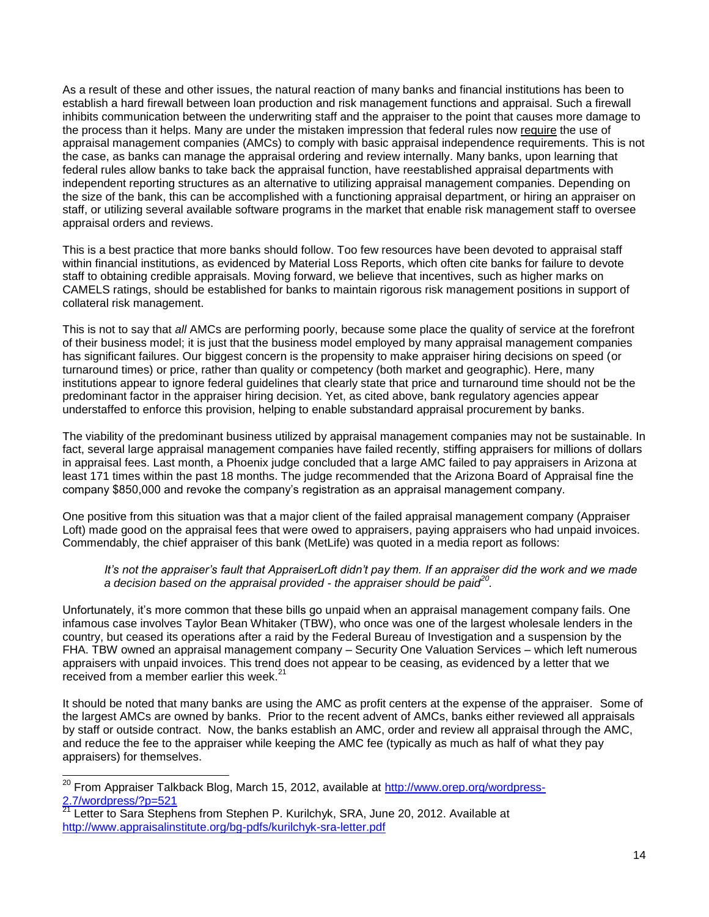As a result of these and other issues, the natural reaction of many banks and financial institutions has been to establish a hard firewall between loan production and risk management functions and appraisal. Such a firewall inhibits communication between the underwriting staff and the appraiser to the point that causes more damage to the process than it helps. Many are under the mistaken impression that federal rules now require the use of appraisal management companies (AMCs) to comply with basic appraisal independence requirements. This is not the case, as banks can manage the appraisal ordering and review internally. Many banks, upon learning that federal rules allow banks to take back the appraisal function, have reestablished appraisal departments with independent reporting structures as an alternative to utilizing appraisal management companies. Depending on the size of the bank, this can be accomplished with a functioning appraisal department, or hiring an appraiser on staff, or utilizing several available software programs in the market that enable risk management staff to oversee appraisal orders and reviews.

This is a best practice that more banks should follow. Too few resources have been devoted to appraisal staff within financial institutions, as evidenced by Material Loss Reports, which often cite banks for failure to devote staff to obtaining credible appraisals. Moving forward, we believe that incentives, such as higher marks on CAMELS ratings, should be established for banks to maintain rigorous risk management positions in support of collateral risk management.

This is not to say that *all* AMCs are performing poorly, because some place the quality of service at the forefront of their business model; it is just that the business model employed by many appraisal management companies has significant failures. Our biggest concern is the propensity to make appraiser hiring decisions on speed (or turnaround times) or price, rather than quality or competency (both market and geographic). Here, many institutions appear to ignore federal guidelines that clearly state that price and turnaround time should not be the predominant factor in the appraiser hiring decision. Yet, as cited above, bank regulatory agencies appear understaffed to enforce this provision, helping to enable substandard appraisal procurement by banks.

The viability of the predominant business utilized by appraisal management companies may not be sustainable. In fact, several large appraisal management companies have failed recently, stiffing appraisers for millions of dollars in appraisal fees. Last month, a Phoenix judge concluded that a large AMC failed to pay appraisers in Arizona at least 171 times within the past 18 months. The judge recommended that the Arizona Board of Appraisal fine the company $850,000 and revoke the company's registration as an appraisal management company.

One positive from this situation was that a major client of the failed appraisal management company (Appraiser Loft) made good on the appraisal fees that were owed to appraisers, paying appraisers who had unpaid invoices. Commendably, the chief appraiser of this bank (MetLife) was quoted in a media report as follows:

> *It's not the appraiser's fault that AppraiserLoft didn't pay them. If an appraiser did the work and we made a decision based on the appraisal provided - the appraiser should be paid*[20].

Unfortunately, it's more common that these bills go unpaid when an appraisal management company fails. One infamous case involves Taylor Bean Whitaker (TBW), who once was one of the largest wholesale lenders in the country, but ceased its operations after a raid by the Federal Bureau of Investigation and a suspension by the FHA. TBW owned an appraisal management company – Security One Valuation Services – which left numerous appraisers with unpaid invoices. This trend does not appear to be ceasing, as evidenced by a letter that we received from a member earlier this week.[21]

It should be noted that many banks are using the AMC as profit centers at the expense of the appraiser. Some of the largest AMCs are owned by banks. Prior to the recent advent of AMCs, banks either reviewed all appraisals by staff or outside contract. Now, the banks establish an AMC, order and review all appraisal through the AMC, and reduce the fee to the appraiser while keeping the AMC fee (typically as much as half of what they pay appraisers) for themselves.

---

[20] From Appraiser Talkback Blog, March 15, 2012, available at http://www.orep.org/wordpress-2.7/wordpress/?p=521

[21] Letter to Sara Stephens from Stephen P. Kurilchyk, SRA, June 20, 2012. Available at http://www.appraisalinstitute.org/bg-pdfs/kurilchyk-sra-letter.pdf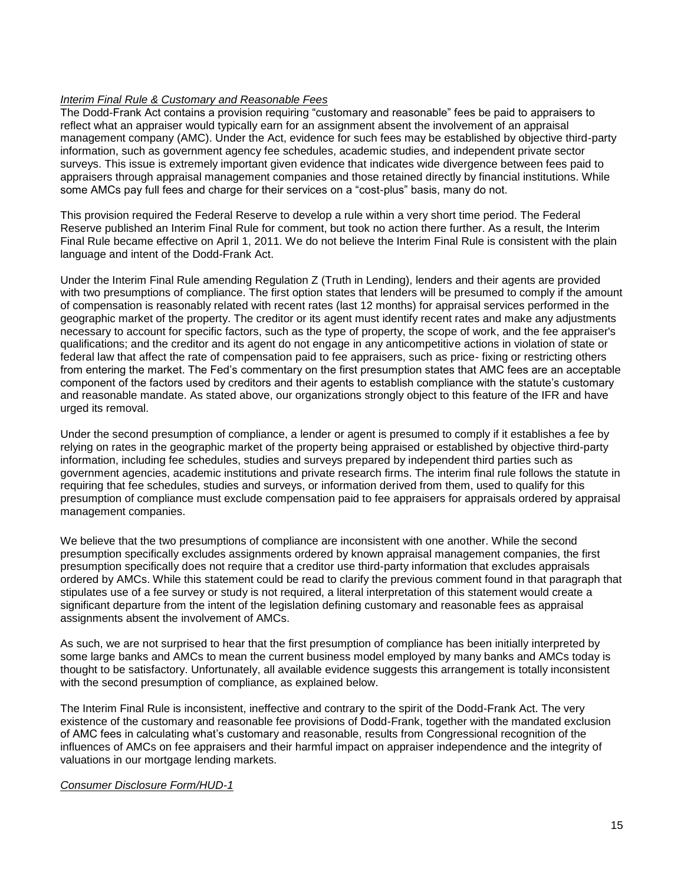*Interim Final Rule & Customary and Reasonable Fees*

The Dodd-Frank Act contains a provision requiring "customary and reasonable" fees be paid to appraisers to reflect what an appraiser would typically earn for an assignment absent the involvement of an appraisal management company (AMC). Under the Act, evidence for such fees may be established by objective third-party information, such as government agency fee schedules, academic studies, and independent private sector surveys. This issue is extremely important given evidence that indicates wide divergence between fees paid to appraisers through appraisal management companies and those retained directly by financial institutions. While some AMCs pay full fees and charge for their services on a "cost-plus" basis, many do not.

This provision required the Federal Reserve to develop a rule within a very short time period. The Federal Reserve published an Interim Final Rule for comment, but took no action there further. As a result, the Interim Final Rule became effective on April 1, 2011. We do not believe the Interim Final Rule is consistent with the plain language and intent of the Dodd-Frank Act.

Under the Interim Final Rule amending Regulation Z (Truth in Lending), lenders and their agents are provided with two presumptions of compliance. The first option states that lenders will be presumed to comply if the amount of compensation is reasonably related with recent rates (last 12 months) for appraisal services performed in the geographic market of the property. The creditor or its agent must identify recent rates and make any adjustments necessary to account for specific factors, such as the type of property, the scope of work, and the fee appraiser's qualifications; and the creditor and its agent do not engage in any anticompetitive actions in violation of state or federal law that affect the rate of compensation paid to fee appraisers, such as price- fixing or restricting others from entering the market. The Fed's commentary on the first presumption states that AMC fees are an acceptable component of the factors used by creditors and their agents to establish compliance with the statute's customary and reasonable mandate. As stated above, our organizations strongly object to this feature of the IFR and have urged its removal.

Under the second presumption of compliance, a lender or agent is presumed to comply if it establishes a fee by relying on rates in the geographic market of the property being appraised or established by objective third-party information, including fee schedules, studies and surveys prepared by independent third parties such as government agencies, academic institutions and private research firms. The interim final rule follows the statute in requiring that fee schedules, studies and surveys, or information derived from them, used to qualify for this presumption of compliance must exclude compensation paid to fee appraisers for appraisals ordered by appraisal management companies.

We believe that the two presumptions of compliance are inconsistent with one another. While the second presumption specifically excludes assignments ordered by known appraisal management companies, the first presumption specifically does not require that a creditor use third-party information that excludes appraisals ordered by AMCs. While this statement could be read to clarify the previous comment found in that paragraph that stipulates use of a fee survey or study is not required, a literal interpretation of this statement would create a significant departure from the intent of the legislation defining customary and reasonable fees as appraisal assignments absent the involvement of AMCs.

As such, we are not surprised to hear that the first presumption of compliance has been initially interpreted by some large banks and AMCs to mean the current business model employed by many banks and AMCs today is thought to be satisfactory. Unfortunately, all available evidence suggests this arrangement is totally inconsistent with the second presumption of compliance, as explained below.

The Interim Final Rule is inconsistent, ineffective and contrary to the spirit of the Dodd-Frank Act. The very existence of the customary and reasonable fee provisions of Dodd-Frank, together with the mandated exclusion of AMC fees in calculating what's customary and reasonable, results from Congressional recognition of the influences of AMCs on fee appraisers and their harmful impact on appraiser independence and the integrity of valuations in our mortgage lending markets.

*Consumer Disclosure Form/HUD-1*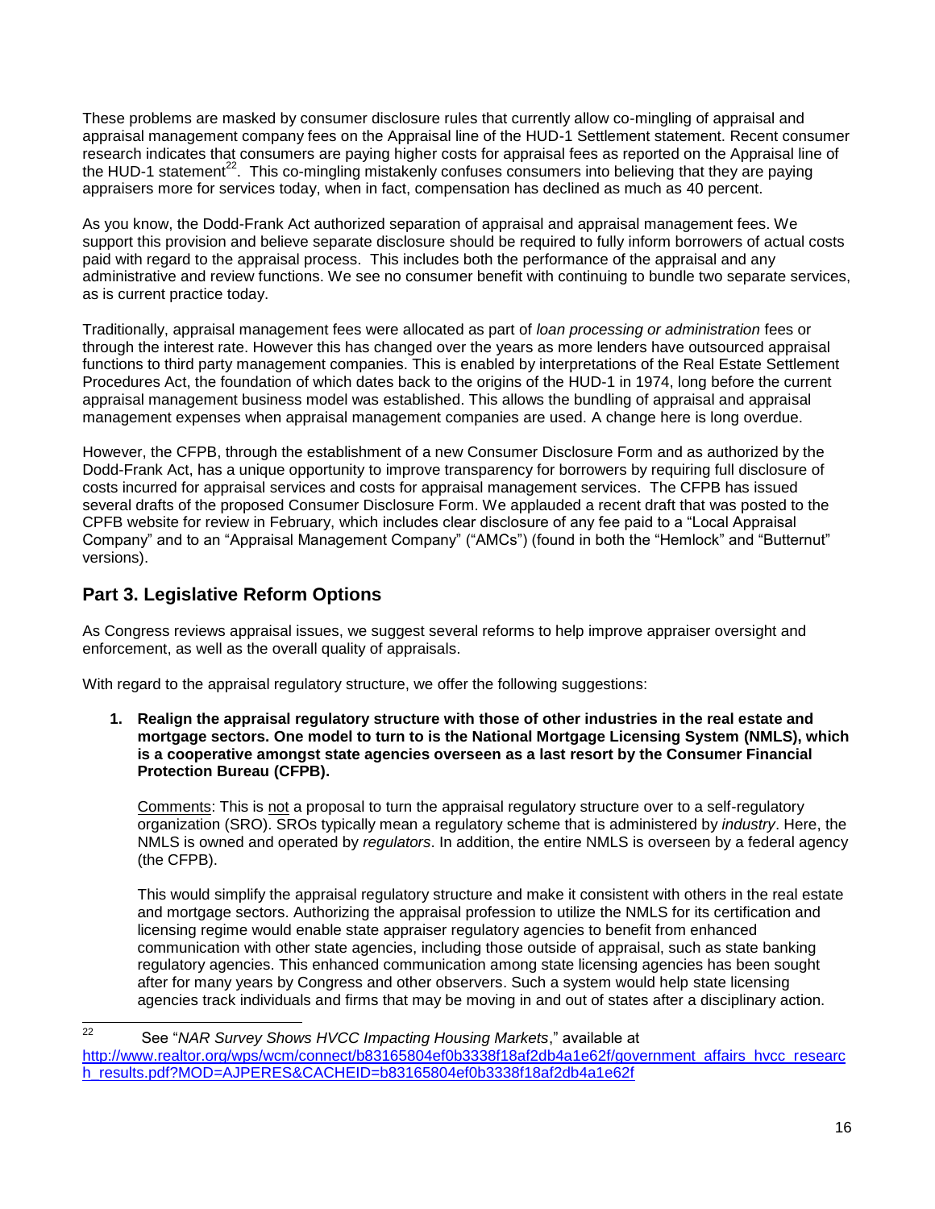These problems are masked by consumer disclosure rules that currently allow co-mingling of appraisal and appraisal management company fees on the Appraisal line of the HUD-1 Settlement statement. Recent consumer research indicates that consumers are paying higher costs for appraisal fees as reported on the Appraisal line of the HUD-1 statement[22]. This co-mingling mistakenly confuses consumers into believing that they are paying appraisers more for services today, when in fact, compensation has declined as much as 40 percent.

As you know, the Dodd-Frank Act authorized separation of appraisal and appraisal management fees. We support this provision and believe separate disclosure should be required to fully inform borrowers of actual costs paid with regard to the appraisal process. This includes both the performance of the appraisal and any administrative and review functions. We see no consumer benefit with continuing to bundle two separate services, as is current practice today.

Traditionally, appraisal management fees were allocated as part of *loan processing or administration* fees or through the interest rate. However this has changed over the years as more lenders have outsourced appraisal functions to third party management companies. This is enabled by interpretations of the Real Estate Settlement Procedures Act, the foundation of which dates back to the origins of the HUD-1 in 1974, long before the current appraisal management business model was established. This allows the bundling of appraisal and appraisal management expenses when appraisal management companies are used. A change here is long overdue.

However, the CFPB, through the establishment of a new Consumer Disclosure Form and as authorized by the Dodd-Frank Act, has a unique opportunity to improve transparency for borrowers by requiring full disclosure of costs incurred for appraisal services and costs for appraisal management services. The CFPB has issued several drafts of the proposed Consumer Disclosure Form. We applauded a recent draft that was posted to the CPFB website for review in February, which includes clear disclosure of any fee paid to a "Local Appraisal Company" and to an "Appraisal Management Company" ("AMCs") (found in both the "Hemlock" and "Butternut" versions).

## Part 3. Legislative Reform Options

As Congress reviews appraisal issues, we suggest several reforms to help improve appraiser oversight and enforcement, as well as the overall quality of appraisals.

With regard to the appraisal regulatory structure, we offer the following suggestions:

1. **Realign the appraisal regulatory structure with those of other industries in the real estate and mortgage sectors. One model to turn to is the National Mortgage Licensing System (NMLS), which is a cooperative amongst state agencies overseen as a last resort by the Consumer Financial Protection Bureau (CFPB).**

   Comments: This is not a proposal to turn the appraisal regulatory structure over to a self-regulatory organization (SRO). SROs typically mean a regulatory scheme that is administered by *industry*. Here, the NMLS is owned and operated by *regulators*. In addition, the entire NMLS is overseen by a federal agency (the CFPB).

   This would simplify the appraisal regulatory structure and make it consistent with others in the real estate and mortgage sectors. Authorizing the appraisal profession to utilize the NMLS for its certification and licensing regime would enable state appraiser regulatory agencies to benefit from enhanced communication with other state agencies, including those outside of appraisal, such as state banking regulatory agencies. This enhanced communication among state licensing agencies has been sought after for many years by Congress and other observers. Such a system would help state licensing agencies track individuals and firms that may be moving in and out of states after a disciplinary action.

---

[22] See "*NAR Survey Shows HVCC Impacting Housing Markets*," available at http://www.realtor.org/wps/wcm/connect/b83165804ef0b3338f18af2db4a1e62f/government_affairs_hvcc_research_results.pdf?MOD=AJPERES&CACHEID=b83165804ef0b3338f18af2db4a1e62f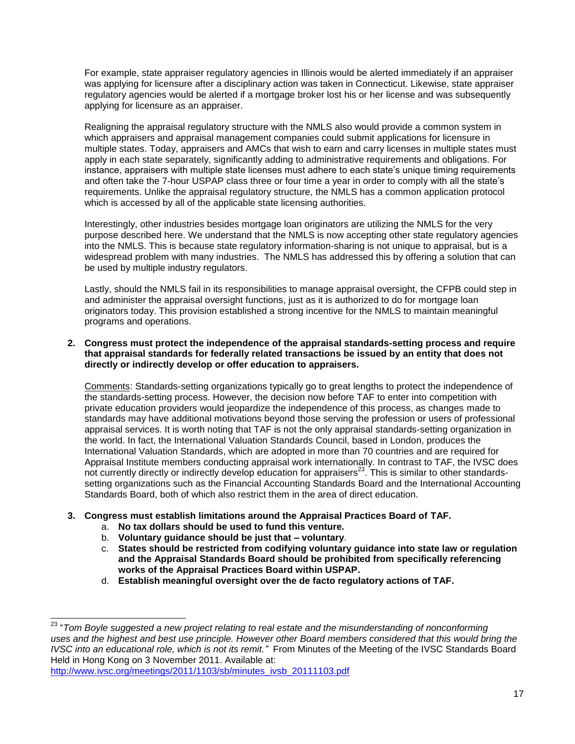For example, state appraiser regulatory agencies in Illinois would be alerted immediately if an appraiser was applying for licensure after a disciplinary action was taken in Connecticut. Likewise, state appraiser regulatory agencies would be alerted if a mortgage broker lost his or her license and was subsequently applying for licensure as an appraiser.

Realigning the appraisal regulatory structure with the NMLS also would provide a common system in which appraisers and appraisal management companies could submit applications for licensure in multiple states. Today, appraisers and AMCs that wish to earn and carry licenses in multiple states must apply in each state separately, significantly adding to administrative requirements and obligations. For instance, appraisers with multiple state licenses must adhere to each state's unique timing requirements and often take the 7-hour USPAP class three or four time a year in order to comply with all the state's requirements. Unlike the appraisal regulatory structure, the NMLS has a common application protocol which is accessed by all of the applicable state licensing authorities.

Interestingly, other industries besides mortgage loan originators are utilizing the NMLS for the very purpose described here. We understand that the NMLS is now accepting other state regulatory agencies into the NMLS. This is because state regulatory information-sharing is not unique to appraisal, but is a widespread problem with many industries. The NMLS has addressed this by offering a solution that can be used by multiple industry regulators.

Lastly, should the NMLS fail in its responsibilities to manage appraisal oversight, the CFPB could step in and administer the appraisal oversight functions, just as it is authorized to do for mortgage loan originators today. This provision established a strong incentive for the NMLS to maintain meaningful programs and operations.

2. **Congress must protect the independence of the appraisal standards-setting process and require that appraisal standards for federally related transactions be issued by an entity that does not directly or indirectly develop or offer education to appraisers.**

   Comments: Standards-setting organizations typically go to great lengths to protect the independence of the standards-setting process. However, the decision now before TAF to enter into competition with private education providers would jeopardize the independence of this process, as changes made to standards may have additional motivations beyond those serving the profession or users of professional appraisal services. It is worth noting that TAF is not the only appraisal standards-setting organization in the world. In fact, the International Valuation Standards Council, based in London, produces the International Valuation Standards, which are adopted in more than 70 countries and are required for Appraisal Institute members conducting appraisal work internationally. In contrast to TAF, the IVSC does not currently directly or indirectly develop education for appraisers[23]. This is similar to other standards-setting organizations such as the Financial Accounting Standards Board and the International Accounting Standards Board, both of which also restrict them in the area of direct education.

3. **Congress must establish limitations around the Appraisal Practices Board of TAF.**
   a. **No tax dollars should be used to fund this venture.**
   b. **Voluntary guidance should be just that – voluntary**.
   c. **States should be restricted from codifying voluntary guidance into state law or regulation and the Appraisal Standards Board should be prohibited from specifically referencing works of the Appraisal Practices Board within USPAP.**
   d. **Establish meaningful oversight over the de facto regulatory actions of TAF.**

---

[23] "*Tom Boyle suggested a new project relating to real estate and the misunderstanding of nonconforming uses and the highest and best use principle. However other Board members considered that this would bring the IVSC into an educational role, which is not its remit.*" From Minutes of the Meeting of the IVSC Standards Board Held in Hong Kong on 3 November 2011. Available at: [http://www.ivsc.org/meetings/2011/1103/sb/minutes_ivsb_20111103.pdf](http://www.ivsc.org/meetings/2011/1103/sb/minutes_ivsb_20111103.pdf)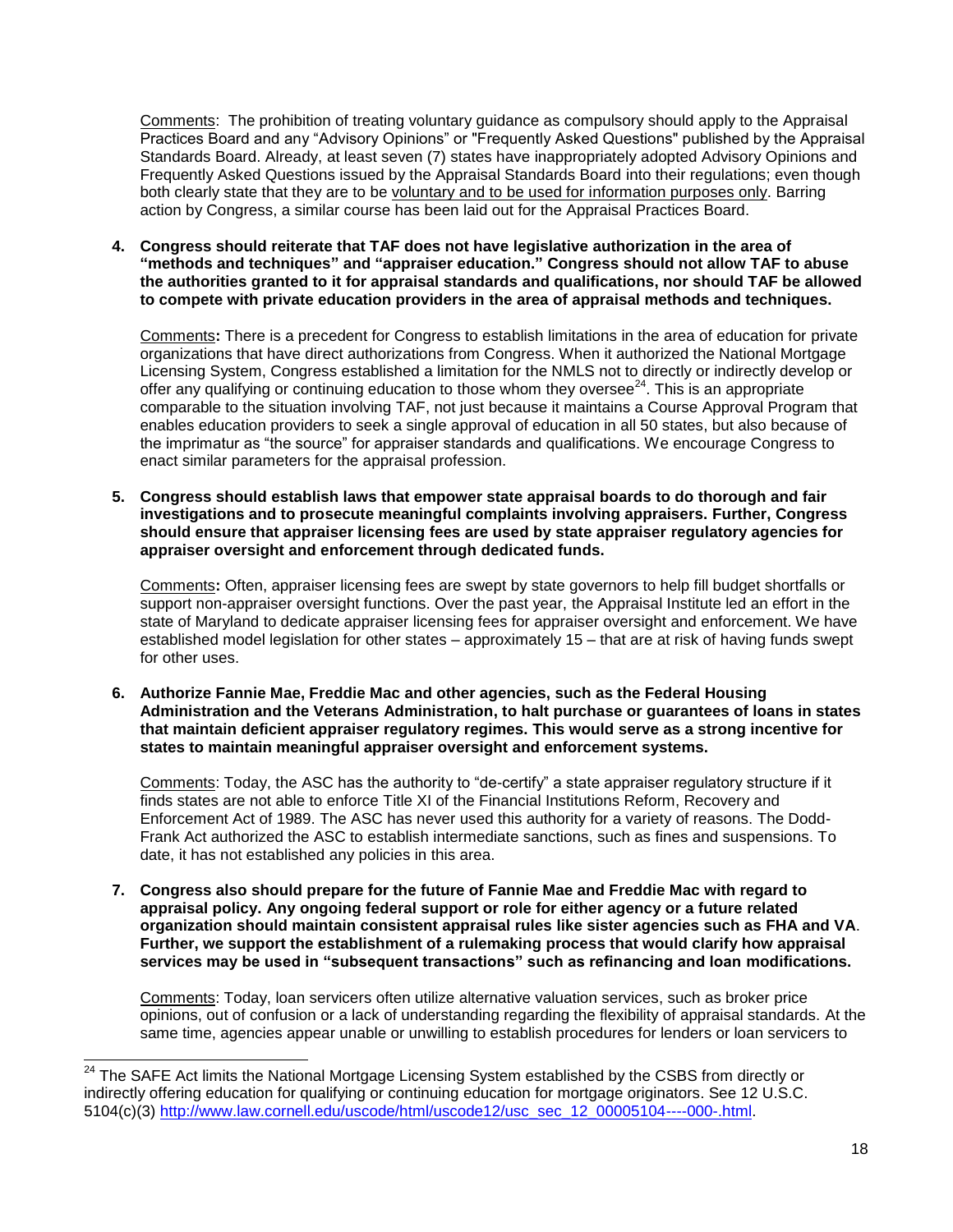Comments: The prohibition of treating voluntary guidance as compulsory should apply to the Appraisal Practices Board and any "Advisory Opinions" or "Frequently Asked Questions" published by the Appraisal Standards Board. Already, at least seven (7) states have inappropriately adopted Advisory Opinions and Frequently Asked Questions issued by the Appraisal Standards Board into their regulations; even though both clearly state that they are to be voluntary and to be used for information purposes only. Barring action by Congress, a similar course has been laid out for the Appraisal Practices Board.

**4. Congress should reiterate that TAF does not have legislative authorization in the area of "methods and techniques" and "appraiser education." Congress should not allow TAF to abuse the authorities granted to it for appraisal standards and qualifications, nor should TAF be allowed to compete with private education providers in the area of appraisal methods and techniques.**

Comments**:** There is a precedent for Congress to establish limitations in the area of education for private organizations that have direct authorizations from Congress. When it authorized the National Mortgage Licensing System, Congress established a limitation for the NMLS not to directly or indirectly develop or offer any qualifying or continuing education to those whom they oversee[24]. This is an appropriate comparable to the situation involving TAF, not just because it maintains a Course Approval Program that enables education providers to seek a single approval of education in all 50 states, but also because of the imprimatur as "the source" for appraiser standards and qualifications. We encourage Congress to enact similar parameters for the appraisal profession.

**5. Congress should establish laws that empower state appraisal boards to do thorough and fair investigations and to prosecute meaningful complaints involving appraisers. Further, Congress should ensure that appraiser licensing fees are used by state appraiser regulatory agencies for appraiser oversight and enforcement through dedicated funds.**

Comments**:** Often, appraiser licensing fees are swept by state governors to help fill budget shortfalls or support non-appraiser oversight functions. Over the past year, the Appraisal Institute led an effort in the state of Maryland to dedicate appraiser licensing fees for appraiser oversight and enforcement. We have established model legislation for other states – approximately 15 – that are at risk of having funds swept for other uses.

**6. Authorize Fannie Mae, Freddie Mac and other agencies, such as the Federal Housing Administration and the Veterans Administration, to halt purchase or guarantees of loans in states that maintain deficient appraiser regulatory regimes. This would serve as a strong incentive for states to maintain meaningful appraiser oversight and enforcement systems.**

Comments: Today, the ASC has the authority to "de-certify" a state appraiser regulatory structure if it finds states are not able to enforce Title XI of the Financial Institutions Reform, Recovery and Enforcement Act of 1989. The ASC has never used this authority for a variety of reasons. The Dodd-Frank Act authorized the ASC to establish intermediate sanctions, such as fines and suspensions. To date, it has not established any policies in this area.

**7. Congress also should prepare for the future of Fannie Mae and Freddie Mac with regard to appraisal policy. Any ongoing federal support or role for either agency or a future related organization should maintain consistent appraisal rules like sister agencies such as FHA and VA. Further, we support the establishment of a rulemaking process that would clarify how appraisal services may be used in "subsequent transactions" such as refinancing and loan modifications.**

Comments: Today, loan servicers often utilize alternative valuation services, such as broker price opinions, out of confusion or a lack of understanding regarding the flexibility of appraisal standards. At the same time, agencies appear unable or unwilling to establish procedures for lenders or loan servicers to

---

[24] The SAFE Act limits the National Mortgage Licensing System established by the CSBS from directly or indirectly offering education for qualifying or continuing education for mortgage originators. See 12 U.S.C. 5104(c)(3) http://www.law.cornell.edu/uscode/html/uscode12/usc_sec_12_00005104----000-.html.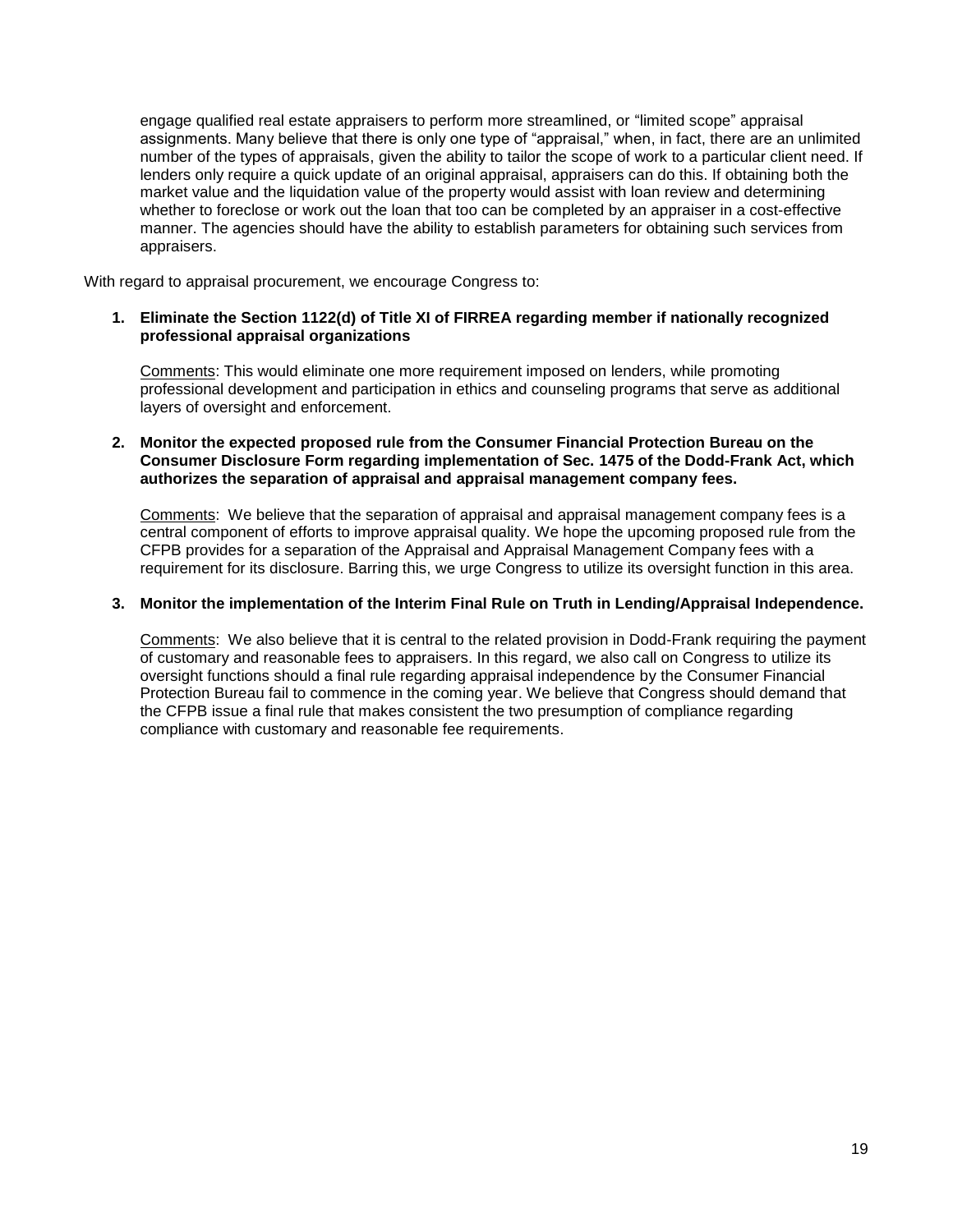engage qualified real estate appraisers to perform more streamlined, or "limited scope" appraisal assignments. Many believe that there is only one type of "appraisal," when, in fact, there are an unlimited number of the types of appraisals, given the ability to tailor the scope of work to a particular client need. If lenders only require a quick update of an original appraisal, appraisers can do this. If obtaining both the market value and the liquidation value of the property would assist with loan review and determining whether to foreclose or work out the loan that too can be completed by an appraiser in a cost-effective manner. The agencies should have the ability to establish parameters for obtaining such services from appraisers.

With regard to appraisal procurement, we encourage Congress to:

1. **Eliminate the Section 1122(d) of Title XI of FIRREA regarding member if nationally recognized professional appraisal organizations**

   Comments: This would eliminate one more requirement imposed on lenders, while promoting professional development and participation in ethics and counseling programs that serve as additional layers of oversight and enforcement.

2. **Monitor the expected proposed rule from the Consumer Financial Protection Bureau on the Consumer Disclosure Form regarding implementation of Sec. 1475 of the Dodd-Frank Act, which authorizes the separation of appraisal and appraisal management company fees.**

   Comments: We believe that the separation of appraisal and appraisal management company fees is a central component of efforts to improve appraisal quality. We hope the upcoming proposed rule from the CFPB provides for a separation of the Appraisal and Appraisal Management Company fees with a requirement for its disclosure. Barring this, we urge Congress to utilize its oversight function in this area.

3. **Monitor the implementation of the Interim Final Rule on Truth in Lending/Appraisal Independence.**

   Comments: We also believe that it is central to the related provision in Dodd-Frank requiring the payment of customary and reasonable fees to appraisers. In this regard, we also call on Congress to utilize its oversight functions should a final rule regarding appraisal independence by the Consumer Financial Protection Bureau fail to commence in the coming year. We believe that Congress should demand that the CFPB issue a final rule that makes consistent the two presumption of compliance regarding compliance with customary and reasonable fee requirements.